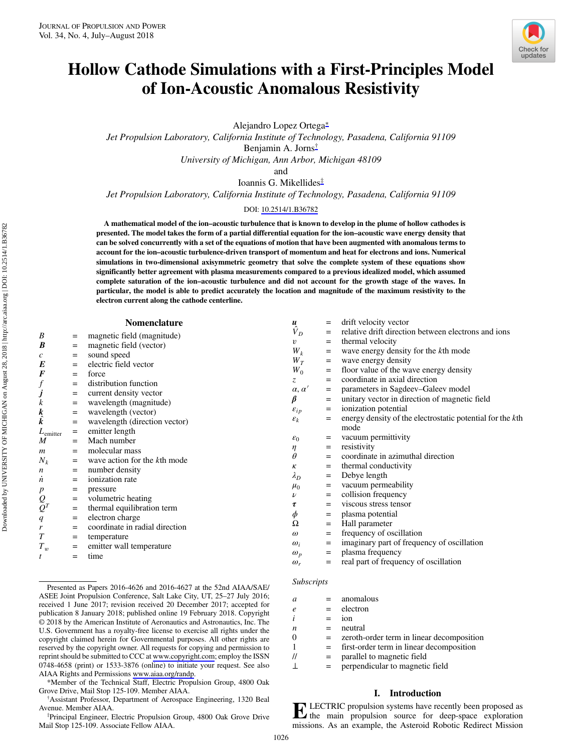# Hollow Cathode Simulations with a First-Principles Model of Ion-Acoustic Anomalous Resistivity

Alejandro Lopez Ortega*
*Jet Propulsion Laboratory, California Institute of Technology, Pasadena, California 91109*

Benjamin A. Jorns†
*University of Michigan, Ann Arbor, Michigan 48109*

and

Ioannis G. Mikellides‡
*Jet Propulsion Laboratory, California Institute of Technology, Pasadena, California 91109*

DOI: 10.2514/1.B36782

**A mathematical model of the ion–acoustic turbulence that is known to develop in the plume of hollow cathodes is presented. The model takes the form of a partial differential equation for the ion–acoustic wave energy density that can be solved concurrently with a set of the equations of motion that have been augmented with anomalous terms to account for the ion–acoustic turbulence-driven transport of momentum and heat for electrons and ions. Numerical simulations in two-dimensional axisymmetric geometry that solve the complete system of these equations show significantly better agreement with plasma measurements compared to a previous idealized model, which assumed complete saturation of the ion–acoustic turbulence and did not account for the growth stage of the waves. In particular, the model is able to predict accurately the location and magnitude of the maximum resistivity to the electron current along the cathode centerline.**

## Nomenclature

| | | |
|---|---|---|
| $B$ | = | magnetic field (magnitude) |
| $\boldsymbol{B}$ | = | magnetic field (vector) |
| $c$ | = | sound speed |
| $\boldsymbol{E}$ | = | electric field vector |
| $\boldsymbol{F}$ | = | force |
| $f$ | = | distribution function |
| $\boldsymbol{j}$ | = | current density vector |
| $k$ | = | wavelength (magnitude) |
| $\boldsymbol{k}$ | = | wavelength (vector) |
| $\hat{\boldsymbol{k}}$ | = | wavelength (direction vector) |
| $L_{\text{emitter}}$ | = | emitter length |
| $M$ | = | Mach number |
| $m$ | = | molecular mass |
| $N_k$ | = | wave action for the $k$th mode |
| $n$ | = | number density |
| $\dot{n}$ | = | ionization rate |
| $p$ | = | pressure |
| $Q$ | = | volumetric heating |
| $Q^T$ | = | thermal equilibration term |
| $q$ | = | electron charge |
| $r$ | = | coordinate in radial direction |
| $T$ | = | temperature |
| $T_w$ | = | emitter wall temperature |
| $t$ | = | time |
| $\boldsymbol{u}$ | = | drift velocity vector |
| $\hat{V}_D$ | = | relative drift direction between electrons and ions |
| $v$ | = | thermal velocity |
| $W_k$ | = | wave energy density for the $k$th mode |
| $W_T$ | = | wave energy density |
| $W_0$ | = | floor value of the wave energy density |
| $z$ | = | coordinate in axial direction |
| $\alpha, \alpha'$ | = | parameters in Sagdeev–Galeev model |
| $\boldsymbol{\beta}$ | = | unitary vector in direction of magnetic field |
| $\varepsilon_{ip}$ | = | ionization potential |
| $\varepsilon_k$ | = | energy density of the electrostatic potential for the $k$th mode |
| $\varepsilon_0$ | = | vacuum permittivity |
| $\eta$ | = | resistivity |
| $\theta$ | = | coordinate in azimuthal direction |
| $\kappa$ | = | thermal conductivity |
| $\lambda_D$ | = | Debye length |
| $\mu_0$ | = | vacuum permeability |
| $\nu$ | = | collision frequency |
| $\boldsymbol{\tau}$ | = | viscous stress tensor |
| $\phi$ | = | plasma potential |
| $\Omega$ | = | Hall parameter |
| $\omega$ | = | frequency of oscillation |
| $\omega_i$ | = | imaginary part of frequency of oscillation |
| $\omega_p$ | = | plasma frequency |
| $\omega_r$ | = | real part of frequency of oscillation |

*Subscripts*

| | | |
|---|---|---|
| $a$ | = | anomalous |
| $e$ | = | electron |
| $i$ | = | ion |
| $n$ | = | neutral |
| 0 | = | zeroth-order term in linear decomposition |
| 1 | = | first-order term in linear decomposition |
| // | = | parallel to magnetic field |
| ⊥ | = | perpendicular to magnetic field |

## I. Introduction

ELECTRIC propulsion systems have recently been proposed as the main propulsion source for deep-space exploration missions. As an example, the Asteroid Robotic Redirect Mission

---

Presented as Papers 2016-4626 and 2016-4627 at the 52nd AIAA/SAE/ASEE Joint Propulsion Conference, Salt Lake City, UT, 25–27 July 2016; received 1 June 2017; revision received 20 December 2017; accepted for publication 8 January 2018; published online 19 February 2018. Copyright © 2018 by the American Institute of Aeronautics and Astronautics, Inc. The U.S. Government has a royalty-free license to exercise all rights under the copyright claimed herein for Governmental purposes. All other rights are reserved by the copyright owner. All requests for copying and permission to reprint should be submitted to CCC at www.copyright.com; employ the ISSN 0748-4658 (print) or 1533-3876 (online) to initiate your request. See also AIAA Rights and Permissions www.aiaa.org/randp.

*Member of the Technical Staff, Electric Propulsion Group, 4800 Oak Grove Drive, Mail Stop 125-109. Member AIAA.

†Assistant Professor, Department of Aerospace Engineering, 1320 Beal Avenue. Member AIAA.

‡Principal Engineer, Electric Propulsion Group, 4800 Oak Grove Drive Mail Stop 125-109. Associate Fellow AIAA.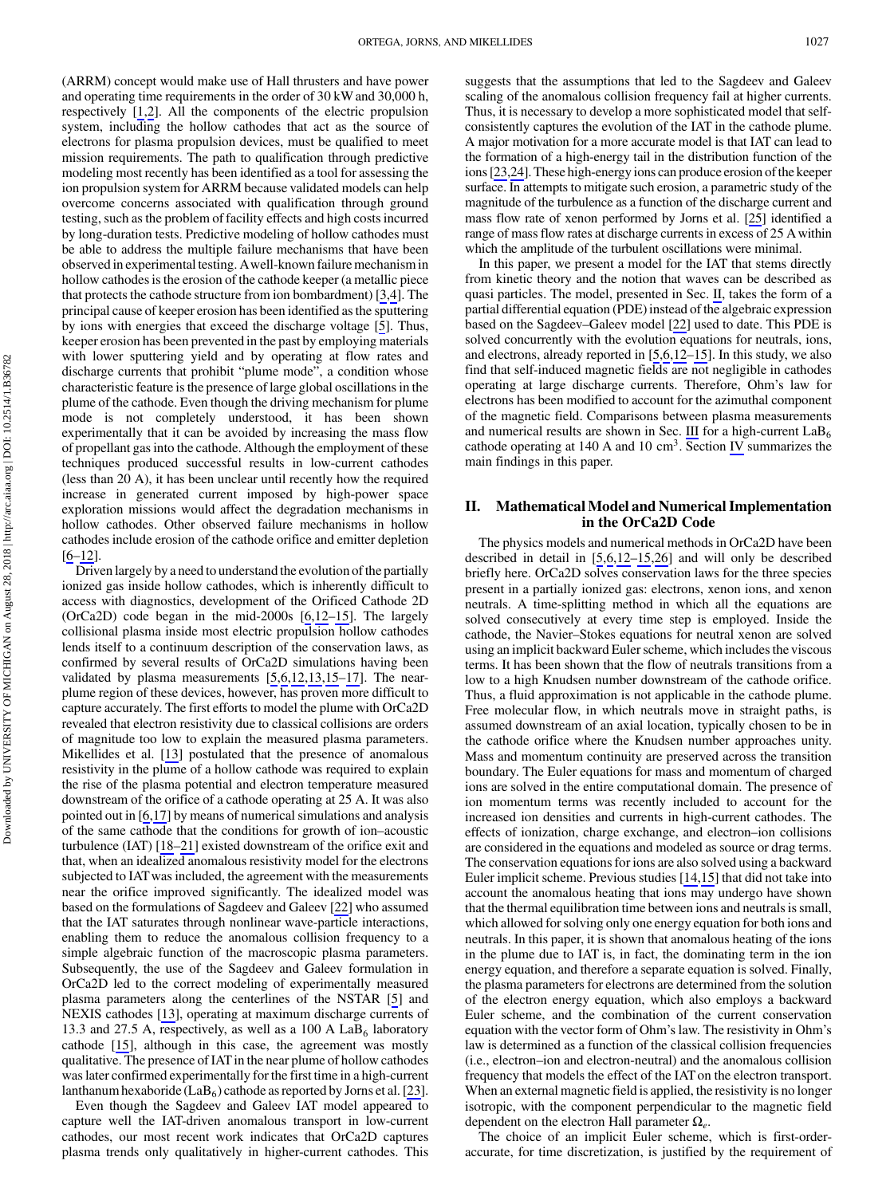(ARRM) concept would make use of Hall thrusters and have power and operating time requirements in the order of 30 kW and 30,000 h, respectively [1,2]. All the components of the electric propulsion system, including the hollow cathodes that act as the source of electrons for plasma propulsion devices, must be qualified to meet mission requirements. The path to qualification through predictive modeling most recently has been identified as a tool for assessing the ion propulsion system for ARRM because validated models can help overcome concerns associated with qualification through ground testing, such as the problem of facility effects and high costs incurred by long-duration tests. Predictive modeling of hollow cathodes must be able to address the multiple failure mechanisms that have been observed in experimental testing. A well-known failure mechanism in hollow cathodes is the erosion of the cathode keeper (a metallic piece that protects the cathode structure from ion bombardment) [3,4]. The principal cause of keeper erosion has been identified as the sputtering by ions with energies that exceed the discharge voltage [5]. Thus, keeper erosion has been prevented in the past by employing materials with lower sputtering yield and by operating at flow rates and discharge currents that prohibit "plume mode", a condition whose characteristic feature is the presence of large global oscillations in the plume of the cathode. Even though the driving mechanism for plume mode is not completely understood, it has been shown experimentally that it can be avoided by increasing the mass flow of propellant gas into the cathode. Although the employment of these techniques produced successful results in low-current cathodes (less than 20 A), it has been unclear until recently how the required increase in generated current imposed by high-power space exploration missions would affect the degradation mechanisms in hollow cathodes. Other observed failure mechanisms in hollow cathodes include erosion of the cathode orifice and emitter depletion [6–12].

Driven largely by a need to understand the evolution of the partially ionized gas inside hollow cathodes, which is inherently difficult to access with diagnostics, development of the Orificed Cathode 2D (OrCa2D) code began in the mid-2000s [6,12–15]. The largely collisional plasma inside most electric propulsion hollow cathodes lends itself to a continuum description of the conservation laws, as confirmed by several results of OrCa2D simulations having been validated by plasma measurements [5,6,12,13,15–17]. The near-plume region of these devices, however, has proven more difficult to capture accurately. The first efforts to model the plume with OrCa2D revealed that electron resistivity due to classical collisions are orders of magnitude too low to explain the measured plasma parameters. Mikellides et al. [13] postulated that the presence of anomalous resistivity in the plume of a hollow cathode was required to explain the rise of the plasma potential and electron temperature measured downstream of the orifice of a cathode operating at 25 A. It was also pointed out in [6,17] by means of numerical simulations and analysis of the same cathode that the conditions for growth of ion–acoustic turbulence (IAT) [18–21] existed downstream of the orifice exit and that, when an idealized anomalous resistivity model for the electrons subjected to IAT was included, the agreement with the measurements near the orifice improved significantly. The idealized model was based on the formulations of Sagdeev and Galeev [22] who assumed that the IAT saturates through nonlinear wave-particle interactions, enabling them to reduce the anomalous collision frequency to a simple algebraic function of the macroscopic plasma parameters. Subsequently, the use of the Sagdeev and Galeev formulation in OrCa2D led to the correct modeling of experimentally measured plasma parameters along the centerlines of the NSTAR [5] and NEXIS cathodes [13], operating at maximum discharge currents of 13.3 and 27.5 A, respectively, as well as a 100 A $LaB_6$ laboratory cathode [15], although in this case, the agreement was mostly qualitative. The presence of IAT in the near plume of hollow cathodes was later confirmed experimentally for the first time in a high-current lanthanum hexaboride ($LaB_6$) cathode as reported by Jorns et al. [23].

Even though the Sagdeev and Galeev IAT model appeared to capture well the IAT-driven anomalous transport in low-current cathodes, our most recent work indicates that OrCa2D captures plasma trends only qualitatively in higher-current cathodes. This suggests that the assumptions that led to the Sagdeev and Galeev scaling of the anomalous collision frequency fail at higher currents. Thus, it is necessary to develop a more sophisticated model that self-consistently captures the evolution of the IAT in the cathode plume. A major motivation for a more accurate model is that IAT can lead to the formation of a high-energy tail in the distribution function of the ions [23,24]. These high-energy ions can produce erosion of the keeper surface. In attempts to mitigate such erosion, a parametric study of the magnitude of the turbulence as a function of the discharge current and mass flow rate of xenon performed by Jorns et al. [25] identified a range of mass flow rates at discharge currents in excess of 25 A within which the amplitude of the turbulent oscillations were minimal.

In this paper, we present a model for the IAT that stems directly from kinetic theory and the notion that waves can be described as quasi particles. The model, presented in Sec. II, takes the form of a partial differential equation (PDE) instead of the algebraic expression based on the Sagdeev–Galeev model [22] used to date. This PDE is solved concurrently with the evolution equations for neutrals, ions, and electrons, already reported in [5,6,12–15]. In this study, we also find that self-induced magnetic fields are not negligible in cathodes operating at large discharge currents. Therefore, Ohm's law for electrons has been modified to account for the azimuthal component of the magnetic field. Comparisons between plasma measurements and numerical results are shown in Sec. III for a high-current $LaB_6$ cathode operating at 140 A and 10 $cm^3$. Section IV summarizes the main findings in this paper.

## II. Mathematical Model and Numerical Implementation in the OrCa2D Code

The physics models and numerical methods in OrCa2D have been described in detail in [5,6,12–15,26] and will only be described briefly here. OrCa2D solves conservation laws for the three species present in a partially ionized gas: electrons, xenon ions, and xenon neutrals. A time-splitting method in which all the equations are solved consecutively at every time step is employed. Inside the cathode, the Navier–Stokes equations for neutral xenon are solved using an implicit backward Euler scheme, which includes the viscous terms. It has been shown that the flow of neutrals transitions from a low to a high Knudsen number downstream of the cathode orifice. Thus, a fluid approximation is not applicable in the cathode plume. Free molecular flow, in which neutrals move in straight paths, is assumed downstream of an axial location, typically chosen to be in the cathode orifice where the Knudsen number approaches unity. Mass and momentum continuity are preserved across the transition boundary. The Euler equations for mass and momentum of charged ions are solved in the entire computational domain. The presence of ion momentum terms was recently included to account for the increased ion densities and currents in high-current cathodes. The effects of ionization, charge exchange, and electron–ion collisions are considered in the equations and modeled as source or drag terms. The conservation equations for ions are also solved using a backward Euler implicit scheme. Previous studies [14,15] that did not take into account the anomalous heating that ions may undergo have shown that the thermal equilibration time between ions and neutrals is small, which allowed for solving only one energy equation for both ions and neutrals. In this paper, it is shown that anomalous heating of the ions in the plume due to IAT is, in fact, the dominating term in the ion energy equation, and therefore a separate equation is solved. Finally, the plasma parameters for electrons are determined from the solution of the electron energy equation, which also employs a backward Euler scheme, and the combination of the current conservation equation with the vector form of Ohm's law. The resistivity in Ohm's law is determined as a function of the classical collision frequencies (i.e., electron–ion and electron-neutral) and the anomalous collision frequency that models the effect of the IAT on the electron transport. When an external magnetic field is applied, the resistivity is no longer isotropic, with the component perpendicular to the magnetic field dependent on the electron Hall parameter $\Omega_e$.

The choice of an implicit Euler scheme, which is first-order-accurate, for time discretization, is justified by the requirement of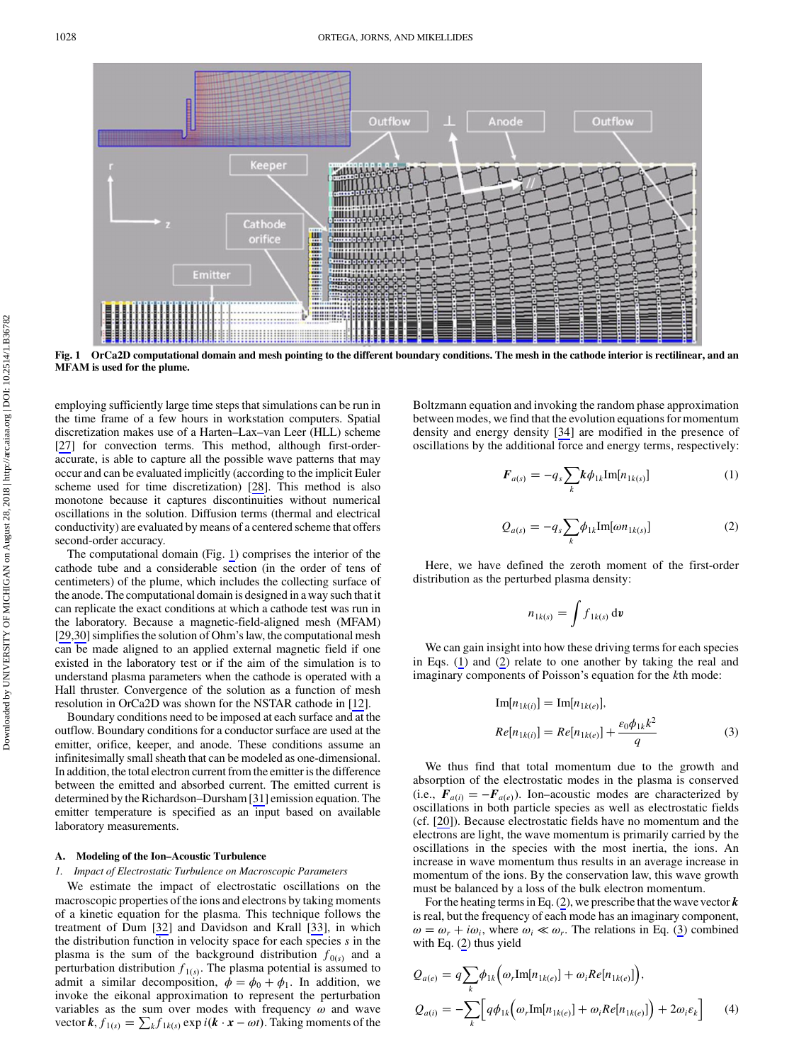Fig. 1 OrCa2D computational domain and mesh pointing to the different boundary conditions. The mesh in the cathode interior is rectilinear, and an MFAM is used for the plume.

employing sufficiently large time steps that simulations can be run in the time frame of a few hours in workstation computers. Spatial discretization makes use of a Harten–Lax–van Leer (HLL) scheme [27] for convection terms. This method, although first-order-accurate, is able to capture all the possible wave patterns that may occur and can be evaluated implicitly (according to the implicit Euler scheme used for time discretization) [28]. This method is also monotone because it captures discontinuities without numerical oscillations in the solution. Diffusion terms (thermal and electrical conductivity) are evaluated by means of a centered scheme that offers second-order accuracy.

The computational domain (Fig. 1) comprises the interior of the cathode tube and a considerable section (in the order of tens of centimeters) of the plume, which includes the collecting surface of the anode. The computational domain is designed in a way such that it can replicate the exact conditions at which a cathode test was run in the laboratory. Because a magnetic-field-aligned mesh (MFAM) [29,30] simplifies the solution of Ohm's law, the computational mesh can be made aligned to an applied external magnetic field if one existed in the laboratory test or if the aim of the simulation is to understand plasma parameters when the cathode is operated with a Hall thruster. Convergence of the solution as a function of mesh resolution in OrCa2D was shown for the NSTAR cathode in [12].

Boundary conditions need to be imposed at each surface and at the outflow. Boundary conditions for a conductor surface are used at the emitter, orifice, keeper, and anode. These conditions assume an infinitesimally small sheath that can be modeled as one-dimensional. In addition, the total electron current from the emitter is the difference between the emitted and absorbed current. The emitted current is determined by the Richardson–Dursham [31] emission equation. The emitter temperature is specified as an input based on available laboratory measurements.

### A. Modeling of the Ion–Acoustic Turbulence

#### 1. Impact of Electrostatic Turbulence on Macroscopic Parameters

We estimate the impact of electrostatic oscillations on the macroscopic properties of the ions and electrons by taking moments of a kinetic equation for the plasma. This technique follows the treatment of Dum [32] and Davidson and Krall [33], in which the distribution function in velocity space for each species $s$ in the plasma is the sum of the background distribution $f_{0(s)}$ and a perturbation distribution $f_{1(s)}$. The plasma potential is assumed to admit a similar decomposition, $\phi = \phi_0 + \phi_1$. In addition, we invoke the eikonal approximation to represent the perturbation variables as the sum over modes with frequency $\omega$ and wave vector $\boldsymbol{k}$, $f_{1(s)} = \sum_k f_{1k(s)} \exp i(\boldsymbol{k}\cdot\boldsymbol{x} - \omega t)$. Taking moments of the Boltzmann equation and invoking the random phase approximation between modes, we find that the evolution equations for momentum density and energy density [34] are modified in the presence of oscillations by the additional force and energy terms, respectively:

$$\boldsymbol{F}_{a(s)} = -q_s \sum_k \boldsymbol{k}\phi_{1k}\mathrm{Im}[n_{1k(s)}] \tag{1}$$

$$Q_{a(s)} = -q_s \sum_k \phi_{1k}\mathrm{Im}[\omega n_{1k(s)}] \tag{2}$$

Here, we have defined the zeroth moment of the first-order distribution as the perturbed plasma density:

$$n_{1k(s)} = \int f_{1k(s)}\,\mathrm{d}\boldsymbol{v}$$

We can gain insight into how these driving terms for each species in Eqs. (1) and (2) relate to one another by taking the real and imaginary components of Poisson's equation for the $k$th mode:

$$\begin{aligned}\mathrm{Im}[n_{1k(i)}] &= \mathrm{Im}[n_{1k(e)}],\\ Re[n_{1k(i)}] &= Re[n_{1k(e)}] + \frac{\varepsilon_0\phi_{1k}k^2}{q}\end{aligned} \tag{3}$$

We thus find that total momentum due to the growth and absorption of the electrostatic modes in the plasma is conserved (i.e., $\boldsymbol{F}_{a(i)} = -\boldsymbol{F}_{a(e)}$). Ion–acoustic modes are characterized by oscillations in both particle species as well as electrostatic fields (cf. [20]). Because electrostatic fields have no momentum and the electrons are light, the wave momentum is primarily carried by the oscillations in the species with the most inertia, the ions. An increase in wave momentum thus results in an average increase in momentum of the ions. By the conservation law, this wave growth must be balanced by a loss of the bulk electron momentum.

For the heating terms in Eq. (2), we prescribe that the wave vector $\boldsymbol{k}$ is real, but the frequency of each mode has an imaginary component, $\omega = \omega_r + i\omega_i$, where $\omega_i \ll \omega_r$. The relations in Eq. (3) combined with Eq. (2) thus yield

$$\begin{aligned}Q_{a(e)} &= q\sum_k \phi_{1k}\Big(\omega_r \mathrm{Im}[n_{1k(e)}] + \omega_i Re[n_{1k(e)}]\Big),\\ Q_{a(i)} &= -\sum_k \Big[q\phi_{1k}\Big(\omega_r \mathrm{Im}[n_{1k(e)}] + \omega_i Re[n_{1k(e)}]\Big) + 2\omega_i \varepsilon_k\Big]\end{aligned} \tag{4}$$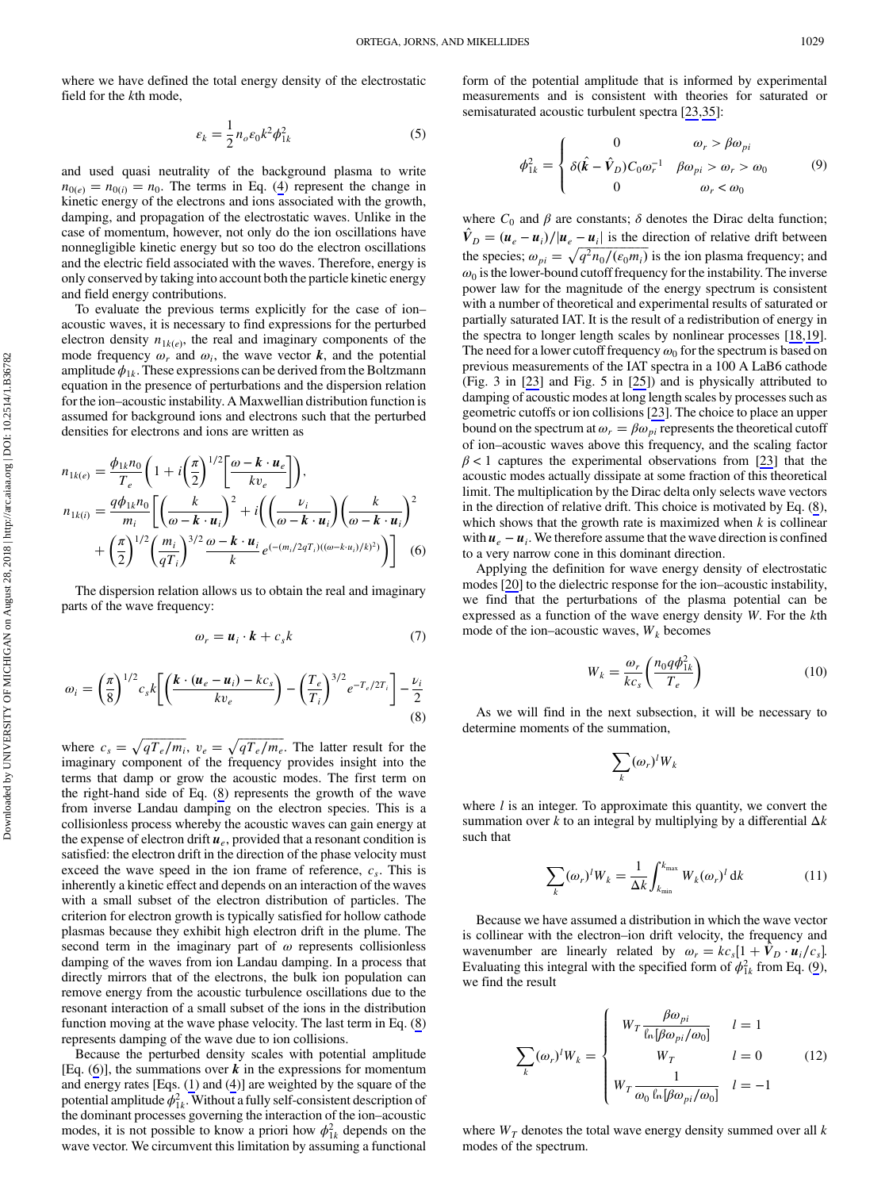where we have defined the total energy density of the electrostatic field for the $k$th mode,

$$\varepsilon_k = \frac{1}{2} n_o \varepsilon_0 k^2 \phi_{1k}^2 \tag{5}$$

and used quasi neutrality of the background plasma to write $n_{0(e)} = n_{0(i)} = n_0$. The terms in Eq. (4) represent the change in kinetic energy of the electrons and ions associated with the growth, damping, and propagation of the electrostatic waves. Unlike in the case of momentum, however, not only do the ion oscillations have nonnegligible kinetic energy but so too do the electron oscillations and the electric field associated with the waves. Therefore, energy is only conserved by taking into account both the particle kinetic energy and field energy contributions.

To evaluate the previous terms explicitly for the case of ion–acoustic waves, it is necessary to find expressions for the perturbed electron density $n_{1k(e)}$, the real and imaginary components of the mode frequency $\omega_r$ and $\omega_i$, the wave vector $\boldsymbol{k}$, and the potential amplitude $\phi_{1k}$. These expressions can be derived from the Boltzmann equation in the presence of perturbations and the dispersion relation for the ion–acoustic instability. A Maxwellian distribution function is assumed for background ions and electrons such that the perturbed densities for electrons and ions are written as

$$\begin{aligned}
n_{1k(e)} &= \frac{\phi_{1k} n_0}{T_e}\left(1 + i\left(\frac{\pi}{2}\right)^{1/2}\left[\frac{\omega - \boldsymbol{k}\cdot\boldsymbol{u}_e}{k v_e}\right]\right),\\
n_{1k(i)} &= \frac{q\phi_{1k} n_0}{m_i}\left[\left(\frac{k}{\omega - \boldsymbol{k}\cdot\boldsymbol{u}_i}\right)^2 + i\left(\left(\frac{\nu_i}{\omega - \boldsymbol{k}\cdot\boldsymbol{u}_i}\right)\left(\frac{k}{\omega - \boldsymbol{k}\cdot\boldsymbol{u}_i}\right)^2\right.\right.\\
&\quad \left.\left. + \left(\frac{\pi}{2}\right)^{1/2}\left(\frac{m_i}{qT_i}\right)^{3/2}\frac{\omega - \boldsymbol{k}\cdot\boldsymbol{u}_i}{k} e^{(-(m_i/2qT_i)((\omega - k\cdot u_i)/k)^2)}\right)\right]
\end{aligned} \tag{6}$$

The dispersion relation allows us to obtain the real and imaginary parts of the wave frequency:

$$\omega_r = \boldsymbol{u}_i\cdot\boldsymbol{k} + c_s k \tag{7}$$

$$\omega_i = \left(\frac{\pi}{8}\right)^{1/2} c_s k\left[\left(\frac{\boldsymbol{k}\cdot(\boldsymbol{u}_e - \boldsymbol{u}_i) - k c_s}{k v_e}\right) - \left(\frac{T_e}{T_i}\right)^{3/2} e^{-T_e/2T_i}\right] - \frac{\nu_i}{2} \tag{8}$$

where $c_s = \sqrt{qT_e/m_i}$, $v_e = \sqrt{qT_e/m_e}$. The latter result for the imaginary component of the frequency provides insight into the terms that damp or grow the acoustic modes. The first term on the right-hand side of Eq. (8) represents the growth of the wave from inverse Landau damping on the electron species. This is a collisionless process whereby the acoustic waves can gain energy at the expense of electron drift $\boldsymbol{u}_e$, provided that a resonant condition is satisfied: the electron drift in the direction of the phase velocity must exceed the wave speed in the ion frame of reference, $c_s$. This is inherently a kinetic effect and depends on an interaction of the waves with a small subset of the electron distribution of particles. The criterion for electron growth is typically satisfied for hollow cathode plasmas because they exhibit high electron drift in the plume. The second term in the imaginary part of $\omega$ represents collisionless damping of the waves from ion Landau damping. In a process that directly mirrors that of the electrons, the bulk ion population can remove energy from the acoustic turbulence oscillations due to the resonant interaction of a small subset of the ions in the distribution function moving at the wave phase velocity. The last term in Eq. (8) represents damping of the wave due to ion collisions.

Because the perturbed density scales with potential amplitude [Eq. (6)], the summations over $\boldsymbol{k}$ in the expressions for momentum and energy rates [Eqs. (1) and (4)] are weighted by the square of the potential amplitude $\phi_{1k}^2$. Without a fully self-consistent description of the dominant processes governing the interaction of the ion–acoustic modes, it is not possible to know a priori how $\phi_{1k}^2$ depends on the wave vector. We circumvent this limitation by assuming a functional form of the potential amplitude that is informed by experimental measurements and is consistent with theories for saturated or semisaturated acoustic turbulent spectra [23,35]:

$$\phi_{1k}^2 = \begin{cases} 0 & \omega_r > \beta\omega_{pi} \\ \delta(\hat{\boldsymbol{k}} - \hat{\boldsymbol{V}}_D) C_0 \omega_r^{-1} & \beta\omega_{pi} > \omega_r > \omega_0 \\ 0 & \omega_r < \omega_0 \end{cases} \tag{9}$$

where $C_0$ and $\beta$ are constants; $\delta$ denotes the Dirac delta function; $\hat{\boldsymbol{V}}_D = (\boldsymbol{u}_e - \boldsymbol{u}_i)/|\boldsymbol{u}_e - \boldsymbol{u}_i|$ is the direction of relative drift between the species; $\omega_{pi} = \sqrt{q^2 n_0/(\varepsilon_0 m_i)}$ is the ion plasma frequency; and $\omega_0$ is the lower-bound cutoff frequency for the instability. The inverse power law for the magnitude of the energy spectrum is consistent with a number of theoretical and experimental results of saturated or partially saturated IAT. It is the result of a redistribution of energy in the spectra to longer length scales by nonlinear processes [18,19]. The need for a lower cutoff frequency $\omega_0$ for the spectrum is based on previous measurements of the IAT spectra in a 100 A LaB6 cathode (Fig. 3 in [23] and Fig. 5 in [25]) and is physically attributed to damping of acoustic modes at long length scales by processes such as geometric cutoffs or ion collisions [23]. The choice to place an upper bound on the spectrum at $\omega_r = \beta\omega_{pi}$ represents the theoretical cutoff of ion–acoustic waves above this frequency, and the scaling factor $\beta < 1$ captures the experimental observations from [23] that the acoustic modes actually dissipate at some fraction of this theoretical limit. The multiplication by the Dirac delta only selects wave vectors in the direction of relative drift. This choice is motivated by Eq. (8), which shows that the growth rate is maximized when $k$ is collinear with $\boldsymbol{u}_e - \boldsymbol{u}_i$. We therefore assume that the wave direction is confined to a very narrow cone in this dominant direction.

Applying the definition for wave energy density of electrostatic modes [20] to the dielectric response for the ion–acoustic instability, we find that the perturbations of the plasma potential can be expressed as a function of the wave energy density $W$. For the $k$th mode of the ion–acoustic waves, $W_k$ becomes

$$W_k = \frac{\omega_r}{k c_s}\left(\frac{n_0 q \phi_{1k}^2}{T_e}\right) \tag{10}$$

As we will find in the next subsection, it will be necessary to determine moments of the summation,

$$\sum_k (\omega_r)^l W_k$$

where $l$ is an integer. To approximate this quantity, we convert the summation over $k$ to an integral by multiplying by a differential $\Delta k$ such that

$$\sum_k (\omega_r)^l W_k = \frac{1}{\Delta k}\int_{k_{\min}}^{k_{\max}} W_k (\omega_r)^l \,\mathrm{d}k \tag{11}$$

Because we have assumed a distribution in which the wave vector is collinear with the electron–ion drift velocity, the frequency and wavenumber are linearly related by $\omega_r = k c_s [1 + \hat{\boldsymbol{V}}_D \cdot \boldsymbol{u}_i / c_s]$. Evaluating this integral with the specified form of $\phi_{1k}^2$ from Eq. (9), we find the result

$$\sum_k (\omega_r)^l W_k = \begin{cases} W_T \dfrac{\beta\omega_{pi}}{\ln[\beta\omega_{pi}/\omega_0]} & l = 1 \\ W_T & l = 0 \\ W_T \dfrac{1}{\omega_0 \ln[\beta\omega_{pi}/\omega_0]} & l = -1 \end{cases} \tag{12}$$

where $W_T$ denotes the total wave energy density summed over all $k$ modes of the spectrum.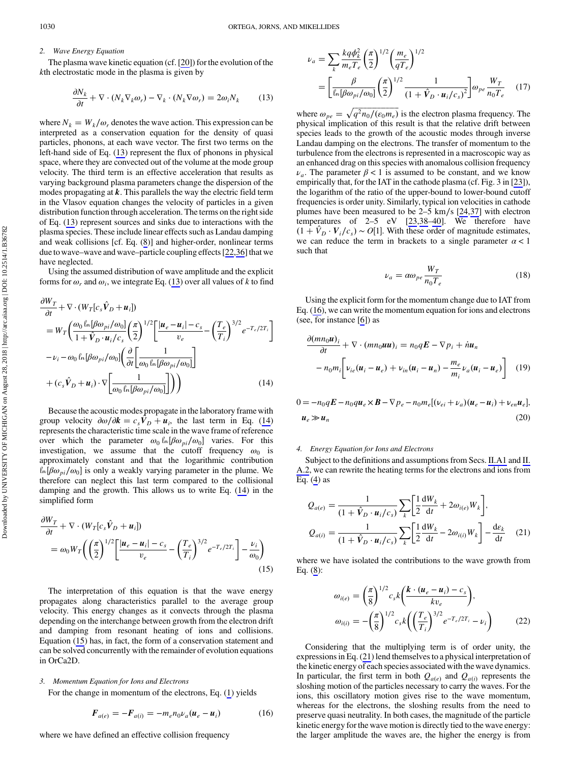### 2. Wave Energy Equation

The plasma wave kinetic equation (cf. [20]) for the evolution of the $k$th electrostatic mode in the plasma is given by

$$\frac{\partial N_k}{\partial t} + \nabla \cdot (N_k \nabla_k \omega_r) - \nabla_k \cdot (N_k \nabla \omega_r) = 2\omega_i N_k \tag{13}$$

where $N_k = W_k/\omega_r$ denotes the wave action. This expression can be interpreted as a conservation equation for the density of quasi particles, phonons, at each wave vector. The first two terms on the left-hand side of Eq. (13) represent the flux of phonons in physical space, where they are convected out of the volume at the mode group velocity. The third term is an effective acceleration that results as varying background plasma parameters change the dispersion of the modes propagating at $\boldsymbol{k}$. This parallels the way the electric field term in the Vlasov equation changes the velocity of particles in a given distribution function through acceleration. The terms on the right side of Eq. (13) represent sources and sinks due to interactions with the plasma species. These include linear effects such as Landau damping and weak collisions [cf. Eq. (8)] and higher-order, nonlinear terms due to wave–wave and wave–particle coupling effects [22,36] that we have neglected.

Using the assumed distribution of wave amplitude and the explicit forms for $\omega_r$ and $\omega_i$, we integrate Eq. (13) over all values of $k$ to find

$$\begin{aligned}
&\frac{\partial W_T}{\partial t} + \nabla \cdot (W_T[c_s \hat{\boldsymbol{V}}_D + \boldsymbol{u}_i]) \\
&= W_T\left(\frac{\omega_0 \ln[\beta\omega_{pi}/\omega_0]}{1 + \hat{\boldsymbol{V}}_D \cdot \boldsymbol{u}_i/c_s}\left(\frac{\pi}{2}\right)^{1/2}\left[\frac{|\boldsymbol{u}_e - \boldsymbol{u}_i| - c_s}{v_e} - \left(\frac{T_e}{T_i}\right)^{3/2} e^{-T_e/2T_i}\right]\right. \\
&\quad - \nu_i - \omega_0 \ln[\beta\omega_{pi}/\omega_0]\left(\frac{\partial}{\partial t}\left[\frac{1}{\omega_0 \ln[\beta\omega_{pi}/\omega_0]}\right]\right. \\
&\quad \left.\left. + (c_s \hat{\boldsymbol{V}}_D + \boldsymbol{u}_i) \cdot \nabla\left[\frac{1}{\omega_0 \ln[\beta\omega_{pi}/\omega_0]}\right]\right)\right)
\end{aligned} \tag{14}$$

Because the acoustic modes propagate in the laboratory frame with group velocity $\partial\omega/\partial\boldsymbol{k} = c_s\hat{\boldsymbol{V}}_D + \boldsymbol{u}_i$, the last term in Eq. (14) represents the characteristic time scale in the wave frame of reference over which the parameter $\omega_0 \ln[\beta\omega_{pi}/\omega_0]$ varies. For this investigation, we assume that the cutoff frequency $\omega_0$ is approximately constant and that the logarithmic contribution $\ln[\beta\omega_{pi}/\omega_0]$ is only a weakly varying parameter in the plume. We therefore can neglect this last term compared to the collisional damping and the growth. This allows us to write Eq. (14) in the simplified form

$$\begin{aligned}
&\frac{\partial W_T}{\partial t} + \nabla \cdot (W_T[c_s \hat{\boldsymbol{V}}_D + \boldsymbol{u}_i]) \\
&= \omega_0 W_T\left(\left(\frac{\pi}{2}\right)^{1/2}\left[\frac{|\boldsymbol{u}_e - \boldsymbol{u}_i| - c_s}{v_e} - \left(\frac{T_e}{T_i}\right)^{3/2} e^{-T_e/2T_i}\right] - \frac{\nu_i}{\omega_0}\right)
\end{aligned} \tag{15}$$

The interpretation of this equation is that the wave energy propagates along characteristics parallel to the average group velocity. This energy changes as it convects through the plasma depending on the interchange between growth from the electron drift and damping from resonant heating of ions and collisions. Equation (15) has, in fact, the form of a conservation statement and can be solved concurrently with the remainder of evolution equations in OrCa2D.

### 3. Momentum Equation for Ions and Electrons

For the change in momentum of the electrons, Eq. (1) yields

$$\boldsymbol{F}_{a(e)} = -\boldsymbol{F}_{a(i)} = -m_e n_0 \nu_a(\boldsymbol{u}_e - \boldsymbol{u}_i) \tag{16}$$

where we have defined an effective collision frequency

$$\begin{aligned}
\nu_a &= \sum_k \frac{kq\phi_k^2}{m_e T_e}\left(\frac{\pi}{2}\right)^{1/2}\left(\frac{m_e}{qT_e}\right)^{1/2} \\
&= \left[\frac{\beta}{\ln[\beta\omega_{pi}/\omega_0]}\left(\frac{\pi}{2}\right)^{1/2}\frac{1}{(1 + \hat{\boldsymbol{V}}_D \cdot \boldsymbol{u}_i/c_s)^2}\right]\omega_{pe}\frac{W_T}{n_0 T_e}
\end{aligned} \tag{17}$$

where $\omega_{pe} = \sqrt{q^2 n_0/(\varepsilon_0 m_e)}$ is the electron plasma frequency. The physical implication of this result is that the relative drift between species leads to the growth of the acoustic modes through inverse Landau damping on the electrons. The transfer of momentum to the turbulence from the electrons is represented in a macroscopic way as an enhanced drag on this species with anomalous collision frequency $\nu_a$. The parameter $\beta < 1$ is assumed to be constant, and we know empirically that, for the IAT in the cathode plasma (cf. Fig. 3 in [23]), the logarithm of the ratio of the upper-bound to lower-bound cutoff frequencies is order unity. Similarly, typical ion velocities in cathode plumes have been measured to be 2–5 km/s [24,37] with electron temperatures of 2–5 eV [23,38–40]. We therefore have $(1 + \hat{V}_D \cdot V_i/c_s) \sim O[1]$. With these order of magnitude estimates, we can reduce the term in brackets to a single parameter $\alpha < 1$ such that

$$\nu_a = \alpha\omega_{pe}\frac{W_T}{n_0 T_e} \tag{18}$$

Using the explicit form for the momentum change due to IAT from Eq. (16), we can write the momentum equation for ions and electrons (see, for instance [6]) as

$$\begin{aligned}
&\frac{\partial(mn_0\boldsymbol{u})_i}{\partial t} + \nabla \cdot (mn_0\boldsymbol{u}\boldsymbol{u})_i = n_0 q\boldsymbol{E} - \nabla p_i + \dot{n}\boldsymbol{u}_n \\
&\quad - n_0 m_i\left[\nu_{ie}(\boldsymbol{u}_i - \boldsymbol{u}_e) + \nu_{in}(\boldsymbol{u}_i - \boldsymbol{u}_n) - \frac{m_e}{m_i}\nu_a(\boldsymbol{u}_i - \boldsymbol{u}_e)\right]
\end{aligned} \tag{19}$$

$$\begin{aligned}
&0 = -n_0 q\boldsymbol{E} - n_0 q\boldsymbol{u}_e \times \boldsymbol{B} - \nabla p_e - n_0 m_e[(\nu_{ei} + \nu_a)(\boldsymbol{u}_e - \boldsymbol{u}_i) + \nu_{en}\boldsymbol{u}_e], \\
&\boldsymbol{u}_e \gg \boldsymbol{u}_n
\end{aligned} \tag{20}$$

### 4. Energy Equation for Ions and Electrons

Subject to the definitions and assumptions from Secs. II.A1 and II.A.2, we can rewrite the heating terms for the electrons and ions from Eq. (4) as

$$\begin{aligned}
Q_{a(e)} &= \frac{1}{(1 + \hat{\boldsymbol{V}}_D \cdot \boldsymbol{u}_i/c_s)}\sum_k\left[\frac{1}{2}\frac{\mathrm{d}W_k}{\mathrm{d}t} + 2\omega_{i(e)}W_k\right], \\
Q_{a(i)} &= \frac{1}{(1 + \hat{\boldsymbol{V}}_D \cdot \boldsymbol{u}_i/c_s)}\sum_k\left[\frac{1}{2}\frac{\mathrm{d}W_k}{\mathrm{d}t} - 2\omega_{i(i)}W_k\right] - \frac{\mathrm{d}\varepsilon_k}{\mathrm{d}t}
\end{aligned} \tag{21}$$

where we have isolated the contributions to the wave growth from Eq. (8):

$$\begin{aligned}
\omega_{i(e)} &= \left(\frac{\pi}{8}\right)^{1/2} c_s k\left(\frac{\boldsymbol{k} \cdot (\boldsymbol{u}_e - \boldsymbol{u}_i) - c_s}{kv_e}\right), \\
\omega_{i(i)} &= -\left(\frac{\pi}{8}\right)^{1/2} c_s k\left(\left(\frac{T_e}{T_i}\right)^{3/2} e^{-T_e/2T_i} - \nu_i\right)
\end{aligned} \tag{22}$$

Considering that the multiplying term is of order unity, the expressions in Eq. (21) lend themselves to a physical interpretation of the kinetic energy of each species associated with the wave dynamics. In particular, the first term in both $Q_{a(e)}$ and $Q_{a(i)}$ represents the sloshing motion of the particles necessary to carry the waves. For the ions, this oscillatory motion gives rise to the wave momentum, whereas for the electrons, the sloshing results from the need to preserve quasi neutrality. In both cases, the magnitude of the particle kinetic energy for the wave motion is directly tied to the wave energy: the larger amplitude the waves are, the higher the energy is from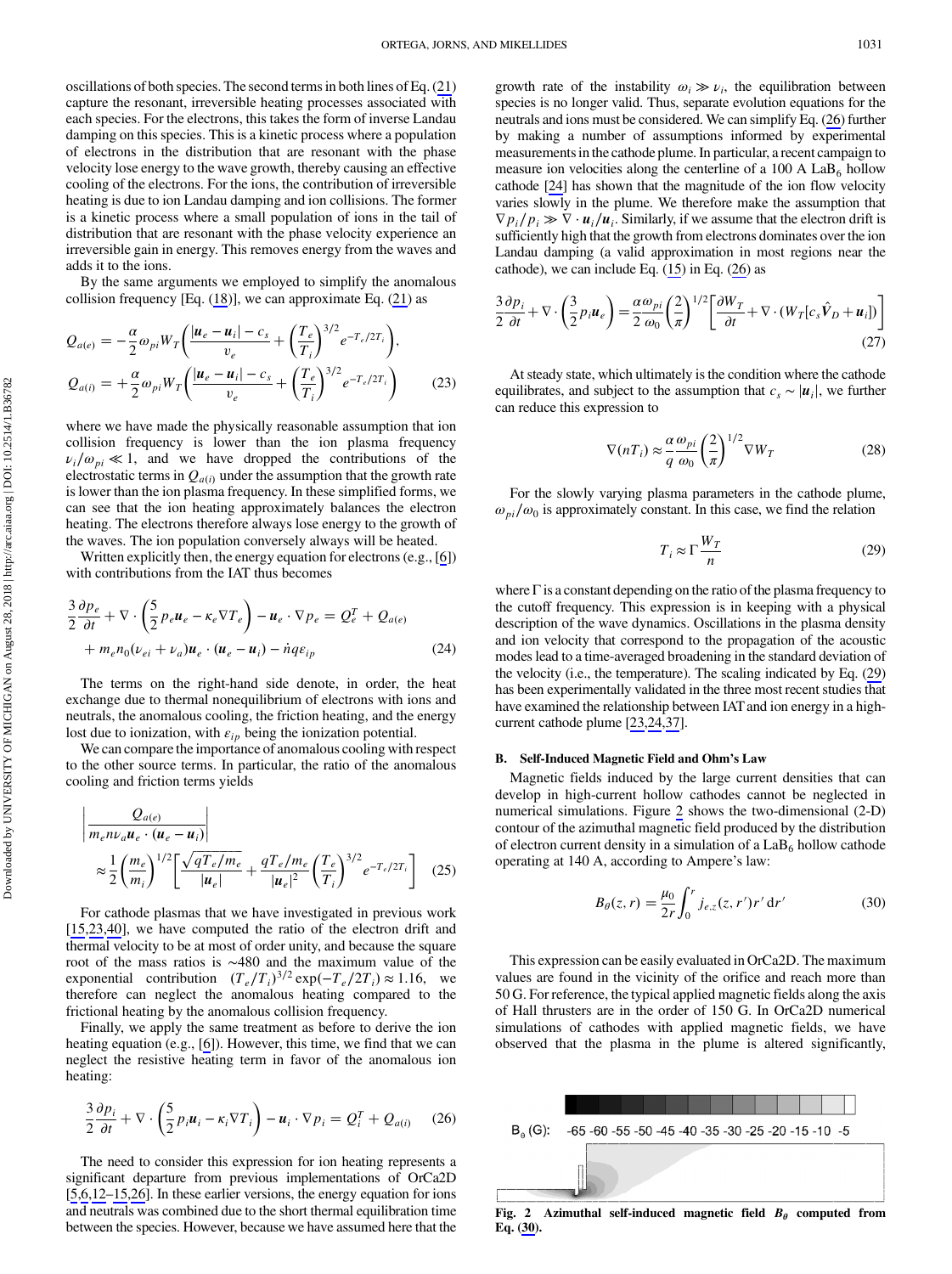oscillations of both species. The second terms in both lines of Eq. (21) capture the resonant, irreversible heating processes associated with each species. For the electrons, this takes the form of inverse Landau damping on this species. This is a kinetic process where a population of electrons in the distribution that are resonant with the phase velocity lose energy to the wave growth, thereby causing an effective cooling of the electrons. For the ions, the contribution of irreversible heating is due to ion Landau damping and ion collisions. The former is a kinetic process where a small population of ions in the tail of distribution that are resonant with the phase velocity experience an irreversible gain in energy. This removes energy from the waves and adds it to the ions.

By the same arguments we employed to simplify the anomalous collision frequency [Eq. (18)], we can approximate Eq. (21) as

$$
\begin{aligned}
Q_{a(e)} &= -\frac{\alpha}{2}\omega_{pi} W_T\left(\frac{|\boldsymbol{u}_e-\boldsymbol{u}_i|-c_s}{v_e}+\left(\frac{T_e}{T_i}\right)^{3/2} e^{-T_e/2T_i}\right),\\
Q_{a(i)} &= +\frac{\alpha}{2}\omega_{pi} W_T\left(\frac{|\boldsymbol{u}_e-\boldsymbol{u}_i|-c_s}{v_e}+\left(\frac{T_e}{T_i}\right)^{3/2} e^{-T_e/2T_i}\right)
\end{aligned} \tag{23}
$$

where we have made the physically reasonable assumption that ion collision frequency is lower than the ion plasma frequency $\nu_i/\omega_{pi} \ll 1$, and we have dropped the contributions of the electrostatic terms in $Q_{a(i)}$ under the assumption that the growth rate is lower than the ion plasma frequency. In these simplified forms, we can see that the ion heating approximately balances the electron heating. The electrons therefore always lose energy to the growth of the waves. The ion population conversely always will be heated.

Written explicitly then, the energy equation for electrons (e.g., [6]) with contributions from the IAT thus becomes

$$
\begin{aligned}
\frac{3}{2}\frac{\partial p_e}{\partial t} &+ \nabla\cdot\left(\frac{5}{2}p_e\boldsymbol{u}_e-\kappa_e\nabla T_e\right)-\boldsymbol{u}_e\cdot\nabla p_e = Q_e^T + Q_{a(e)}\\
&+ m_e n_0(\nu_{ei}+\nu_a)\boldsymbol{u}_e\cdot(\boldsymbol{u}_e-\boldsymbol{u}_i) - \dot{n} q \varepsilon_{ip}
\end{aligned} \tag{24}
$$

The terms on the right-hand side denote, in order, the heat exchange due to thermal nonequilibrium of electrons with ions and neutrals, the anomalous cooling, the friction heating, and the energy lost due to ionization, with $\varepsilon_{ip}$ being the ionization potential.

We can compare the importance of anomalous cooling with respect to the other source terms. In particular, the ratio of the anomalous cooling and friction terms yields

$$
\left|\frac{Q_{a(e)}}{m_e n \nu_a \boldsymbol{u}_e\cdot(\boldsymbol{u}_e-\boldsymbol{u}_i)}\right| \approx \frac{1}{2}\left(\frac{m_e}{m_i}\right)^{1/2}\left[\frac{\sqrt{qT_e/m_e}}{|\boldsymbol{u}_e|}+\frac{qT_e/m_e}{|\boldsymbol{u}_e|^2}\left(\frac{T_e}{T_i}\right)^{3/2} e^{-T_e/2T_i}\right] \tag{25}
$$

For cathode plasmas that we have investigated in previous work [15,23,40], we have computed the ratio of the electron drift and thermal velocity to be at most of order unity, and because the square root of the mass ratios is ~480 and the maximum value of the exponential contribution $(T_e/T_i)^{3/2}\exp(-T_e/2T_i) \approx 1.16$, we therefore can neglect the anomalous heating compared to the frictional heating by the anomalous collision frequency.

Finally, we apply the same treatment as before to derive the ion heating equation (e.g., [6]). However, this time, we find that we can neglect the resistive heating term in favor of the anomalous ion heating:

$$
\frac{3}{2}\frac{\partial p_i}{\partial t}+\nabla\cdot\left(\frac{5}{2}p_i\boldsymbol{u}_i-\kappa_i\nabla T_i\right)-\boldsymbol{u}_i\cdot\nabla p_i = Q_i^T + Q_{a(i)} \tag{26}
$$

The need to consider this expression for ion heating represents a significant departure from previous implementations of OrCa2D [5,6,12–15,26]. In these earlier versions, the energy equation for ions and neutrals was combined due to the short thermal equilibration time between the species. However, because we have assumed here that the growth rate of the instability $\omega_i \gg \nu_i$, the equilibration between species is no longer valid. Thus, separate evolution equations for the neutrals and ions must be considered. We can simplify Eq. (26) further by making a number of assumptions informed by experimental measurements in the cathode plume. In particular, a recent campaign to measure ion velocities along the centerline of a 100 A $LaB_6$ hollow cathode [24] has shown that the magnitude of the ion flow velocity varies slowly in the plume. We therefore make the assumption that $\nabla p_i/p_i \gg \nabla\cdot\boldsymbol{u}_i/\boldsymbol{u}_i$. Similarly, if we assume that the electron drift is sufficiently high that the growth from electrons dominates over the ion Landau damping (a valid approximation in most regions near the cathode), we can include Eq. (15) in Eq. (26) as

$$
\frac{3}{2}\frac{\partial p_i}{\partial t}+\nabla\cdot\left(\frac{3}{2}p_i\boldsymbol{u}_e\right)=\frac{\alpha}{2}\frac{\omega_{pi}}{\omega_0}\left(\frac{2}{\pi}\right)^{1/2}\left[\frac{\partial W_T}{\partial t}+\nabla\cdot\left(W_T\left[c_s\hat{\boldsymbol{V}}_D+\boldsymbol{u}_i\right]\right)\right] \tag{27}
$$

At steady state, which ultimately is the condition where the cathode equilibrates, and subject to the assumption that $c_s \sim |\boldsymbol{u}_i|$, we further can reduce this expression to

$$
\nabla(nT_i) \approx \frac{\alpha}{q}\frac{\omega_{pi}}{\omega_0}\left(\frac{2}{\pi}\right)^{1/2}\nabla W_T \tag{28}
$$

For the slowly varying plasma parameters in the cathode plume, $\omega_{pi}/\omega_0$ is approximately constant. In this case, we find the relation

$$
T_i \approx \Gamma\frac{W_T}{n} \tag{29}
$$

where $\Gamma$ is a constant depending on the ratio of the plasma frequency to the cutoff frequency. This expression is in keeping with a physical description of the wave dynamics. Oscillations in the plasma density and ion velocity that correspond to the propagation of the acoustic modes lead to a time-averaged broadening in the standard deviation of the velocity (i.e., the temperature). The scaling indicated by Eq. (29) has been experimentally validated in the three most recent studies that have examined the relationship between IAT and ion energy in a high-current cathode plume [23,24,37].

### B. Self-Induced Magnetic Field and Ohm's Law

Magnetic fields induced by the large current densities that can develop in high-current hollow cathodes cannot be neglected in numerical simulations. Figure 2 shows the two-dimensional (2-D) contour of the azimuthal magnetic field produced by the distribution of electron current density in a simulation of a $LaB_6$ hollow cathode operating at 140 A, according to Ampere's law:

$$
B_\theta(z,r) = \frac{\mu_0}{2r}\int_0^r j_{e,z}(z,r')r'\,\mathrm{d}r' \tag{30}
$$

This expression can be easily evaluated in OrCa2D. The maximum values are found in the vicinity of the orifice and reach more than 50 G. For reference, the typical applied magnetic fields along the axis of Hall thrusters are in the order of 150 G. In OrCa2D numerical simulations of cathodes with applied magnetic fields, we have observed that the plasma in the plume is altered significantly,

**Fig. 2 Azimuthal self-induced magnetic field $B_\theta$ computed from Eq. (30).**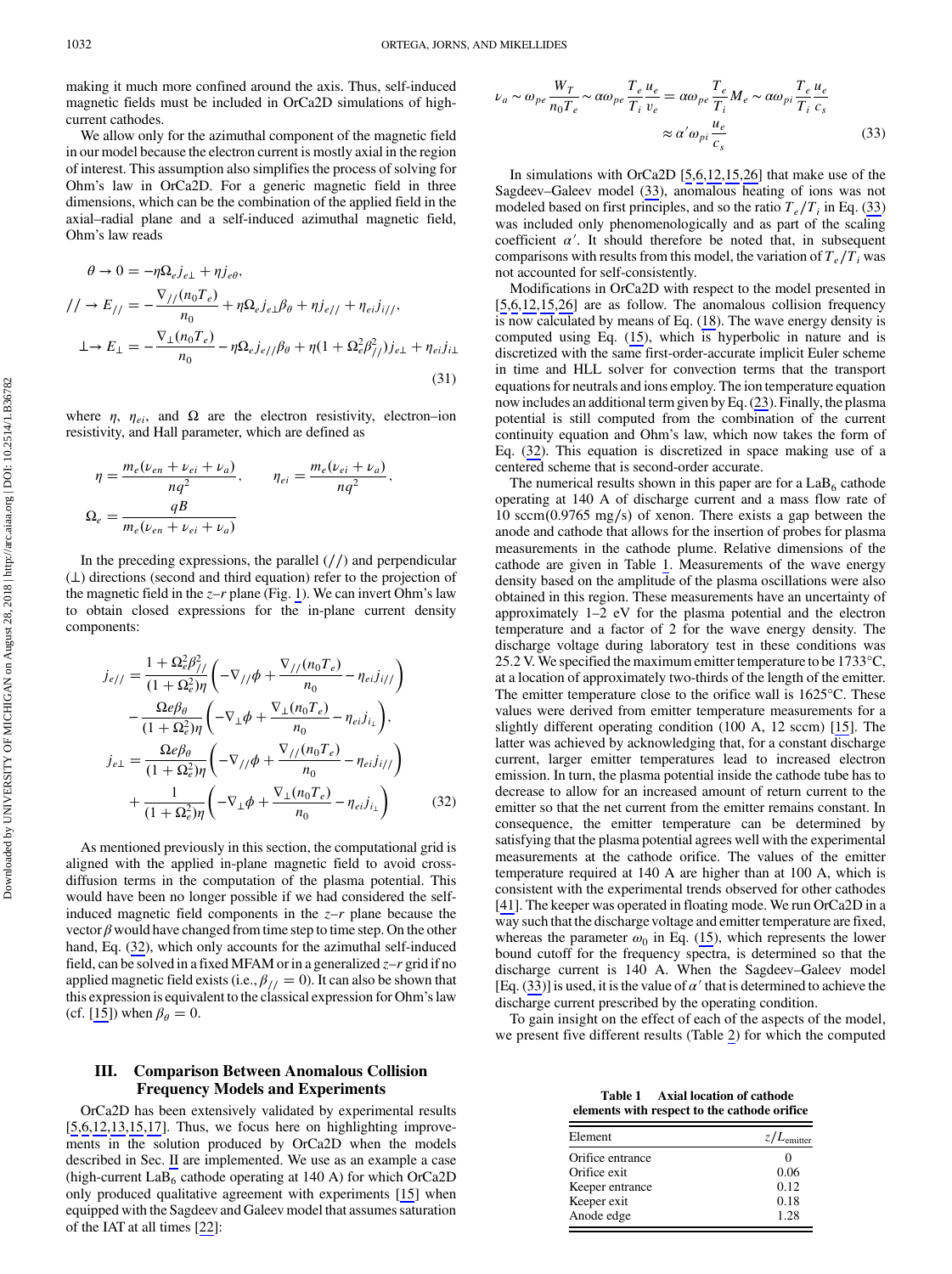making it much more confined around the axis. Thus, self-induced magnetic fields must be included in OrCa2D simulations of high-current cathodes.

We allow only for the azimuthal component of the magnetic field in our model because the electron current is mostly axial in the region of interest. This assumption also simplifies the process of solving for Ohm's law in OrCa2D. For a generic magnetic field in three dimensions, which can be the combination of the applied field in the axial–radial plane and a self-induced azimuthal magnetic field, Ohm's law reads

$$
\begin{aligned}
\theta \to 0 &= -\eta\Omega_e j_{e\perp} + \eta j_{e\theta}, \\
// \to E_{//} &= -\frac{\nabla_{//}(n_0 T_e)}{n_0} + \eta\Omega_e j_{e\perp}\beta_\theta + \eta j_{e//} + \eta_{ei} j_{i//}, \\
\perp \to E_{\perp} &= -\frac{\nabla_{\perp}(n_0 T_e)}{n_0} - \eta\Omega_e j_{e//}\beta_\theta + \eta(1+\Omega_e^2\beta_{//}^2) j_{e\perp} + \eta_{ei} j_{i\perp}
\end{aligned}
\tag{31}
$$

where $\eta$, $\eta_{ei}$, and $\Omega$ are the electron resistivity, electron–ion resistivity, and Hall parameter, which are defined as

$$
\eta = \frac{m_e(\nu_{en} + \nu_{ei} + \nu_a)}{nq^2}, \qquad \eta_{ei} = \frac{m_e(\nu_{ei} + \nu_a)}{nq^2}, \qquad \Omega_e = \frac{qB}{m_e(\nu_{en} + \nu_{ei} + \nu_a)}
$$

In the preceding expressions, the parallel ($//$) and perpendicular ($\perp$) directions (second and third equation) refer to the projection of the magnetic field in the $z$–$r$ plane (Fig. 1). We can invert Ohm's law to obtain closed expressions for the in-plane current density components:

$$
\begin{aligned}
j_{e//} &= \frac{1+\Omega_e^2\beta_{//}^2}{(1+\Omega_e^2)\eta}\left(-\nabla_{//}\phi + \frac{\nabla_{//}(n_0 T_e)}{n_0} - \eta_{ei} j_{i//}\right) - \frac{\Omega e \beta_\theta}{(1+\Omega_e^2)\eta}\left(-\nabla_{\perp}\phi + \frac{\nabla_{\perp}(n_0 T_e)}{n_0} - \eta_{ei} j_{i_\perp}\right), \\
j_{e\perp} &= \frac{\Omega e \beta_\theta}{(1+\Omega_e^2)\eta}\left(-\nabla_{//}\phi + \frac{\nabla_{//}(n_0 T_e)}{n_0} - \eta_{ei} j_{i//}\right) + \frac{1}{(1+\Omega_e^2)\eta}\left(-\nabla_{\perp}\phi + \frac{\nabla_{\perp}(n_0 T_e)}{n_0} - \eta_{ei} j_{i_\perp}\right)
\end{aligned}
\tag{32}
$$

As mentioned previously in this section, the computational grid is aligned with the applied in-plane magnetic field to avoid cross-diffusion terms in the computation of the plasma potential. This would have been no longer possible if we had considered the self-induced magnetic field components in the $z$–$r$ plane because the vector $\beta$ would have changed from time step to time step. On the other hand, Eq. (32), which only accounts for the azimuthal self-induced field, can be solved in a fixed MFAM or in a generalized $z$–$r$ grid if no applied magnetic field exists (i.e., $\beta_{//} = 0$). It can also be shown that this expression is equivalent to the classical expression for Ohm's law (cf. [15]) when $\beta_\theta = 0$.

## III. Comparison Between Anomalous Collision Frequency Models and Experiments

OrCa2D has been extensively validated by experimental results [5,6,12,13,15,17]. Thus, we focus here on highlighting improvements in the solution produced by OrCa2D when the models described in Sec. II are implemented. We use as an example a case (high-current $LaB_6$ cathode operating at 140 A) for which OrCa2D only produced qualitative agreement with experiments [15] when equipped with the Sagdeev and Galeev model that assumes saturation of the IAT at all times [22]:

$$
\nu_a \sim \omega_{pe}\frac{W_T}{n_0 T_e} \sim \alpha\omega_{pe}\frac{T_e}{T_i}\frac{u_e}{v_e} = \alpha\omega_{pe}\frac{T_e}{T_i}M_e \sim \alpha\omega_{pi}\frac{T_e}{T_i}\frac{u_e}{c_s} \approx \alpha'\omega_{pi}\frac{u_e}{c_s}
\tag{33}
$$

In simulations with OrCa2D [5,6,12,15,26] that make use of the Sagdeev–Galeev model (33), anomalous heating of ions was not modeled based on first principles, and so the ratio $T_e/T_i$ in Eq. (33) was included only phenomenologically and as part of the scaling coefficient $\alpha'$. It should therefore be noted that, in subsequent comparisons with results from this model, the variation of $T_e/T_i$ was not accounted for self-consistently.

Modifications in OrCa2D with respect to the model presented in [5,6,12,15,26] are as follow. The anomalous collision frequency is now calculated by means of Eq. (18). The wave energy density is computed using Eq. (15), which is hyperbolic in nature and is discretized with the same first-order-accurate implicit Euler scheme in time and HLL solver for convection terms that the transport equations for neutrals and ions employ. The ion temperature equation now includes an additional term given by Eq. (23). Finally, the plasma potential is still computed from the combination of the current continuity equation and Ohm's law, which now takes the form of Eq. (32). This equation is discretized in space making use of a centered scheme that is second-order accurate.

The numerical results shown in this paper are for a $LaB_6$ cathode operating at 140 A of discharge current and a mass flow rate of 10 sccm(0.9765 mg/s) of xenon. There exists a gap between the anode and cathode that allows for the insertion of probes for plasma measurements in the cathode plume. Relative dimensions of the cathode are given in Table 1. Measurements of the wave energy density based on the amplitude of the plasma oscillations were also obtained in this region. These measurements have an uncertainty of approximately 1–2 eV for the plasma potential and the electron temperature and a factor of 2 for the wave energy density. The discharge voltage during laboratory test in these conditions was 25.2 V. We specified the maximum emitter temperature to be 1733°C, at a location of approximately two-thirds of the length of the emitter. The emitter temperature close to the orifice wall is 1625°C. These values were derived from emitter temperature measurements for a slightly different operating condition (100 A, 12 sccm) [15]. The latter was achieved by acknowledging that, for a constant discharge current, larger emitter temperatures lead to increased electron emission. In turn, the plasma potential inside the cathode tube has to decrease to allow for an increased amount of return current to the emitter so that the net current from the emitter remains constant. In consequence, the emitter temperature can be determined by satisfying that the plasma potential agrees well with the experimental measurements at the cathode orifice. The values of the emitter temperature required at 140 A are higher than at 100 A, which is consistent with the experimental trends observed for other cathodes [41]. The keeper was operated in floating mode. We run OrCa2D in a way such that the discharge voltage and emitter temperature are fixed, whereas the parameter $\omega_0$ in Eq. (15), which represents the lower bound cutoff for the frequency spectra, is determined so that the discharge current is 140 A. When the Sagdeev–Galeev model [Eq. (33)] is used, it is the value of $\alpha'$ that is determined to achieve the discharge current prescribed by the operating condition.

To gain insight on the effect of each of the aspects of the model, we present five different results (Table 2) for which the computed

**Table 1 Axial location of cathode elements with respect to the cathode orifice**

| Element | $z/L_{\text{emitter}}$ |
|---|---|
| Orifice entrance | 0 |
| Orifice exit | 0.06 |
| Keeper entrance | 0.12 |
| Keeper exit | 0.18 |
| Anode edge | 1.28 |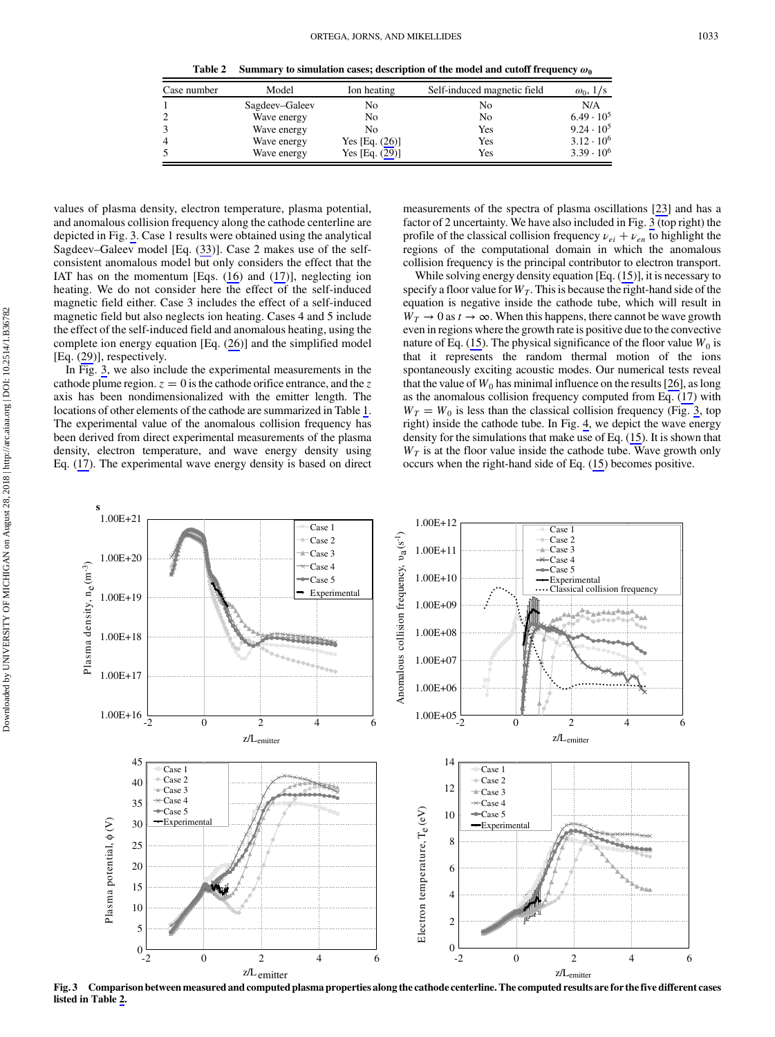Table 2 Summary to simulation cases; description of the model and cutoff frequency $\omega_0$

| Case number | Model | Ion heating | Self-induced magnetic field | $\omega_0$, 1/s |
|---|---|---|---|---|
| 1 | Sagdeev–Galeev | No | No | N/A |
| 2 | Wave energy | No | No | $6.49 \cdot 10^5$ |
| 3 | Wave energy | No | Yes | $9.24 \cdot 10^5$ |
| 4 | Wave energy | Yes [Eq. (26)] | Yes | $3.12 \cdot 10^6$ |
| 5 | Wave energy | Yes [Eq. (29)] | Yes | $3.39 \cdot 10^6$ |

values of plasma density, electron temperature, plasma potential, and anomalous collision frequency along the cathode centerline are depicted in Fig. 3. Case 1 results were obtained using the analytical Sagdeev–Galeev model [Eq. (33)]. Case 2 makes use of the self-consistent anomalous model but only considers the effect that the IAT has on the momentum [Eqs. (16) and (17)], neglecting ion heating. We do not consider here the effect of the self-induced magnetic field either. Case 3 includes the effect of a self-induced magnetic field but also neglects ion heating. Cases 4 and 5 include the effect of the self-induced field and anomalous heating, using the complete ion energy equation [Eq. (26)] and the simplified model [Eq. (29)], respectively.

In Fig. 3, we also include the experimental measurements in the cathode plume region. $z = 0$ is the cathode orifice entrance, and the $z$ axis has been nondimensionalized with the emitter length. The locations of other elements of the cathode are summarized in Table 1. The experimental value of the anomalous collision frequency has been derived from direct experimental measurements of the plasma density, electron temperature, and wave energy density using Eq. (17). The experimental wave energy density is based on direct measurements of the spectra of plasma oscillations [23] and has a factor of 2 uncertainty. We have also included in Fig. 3 (top right) the profile of the classical collision frequency $\nu_{ei} + \nu_{en}$ to highlight the regions of the computational domain in which the anomalous collision frequency is the principal contributor to electron transport.

While solving energy density equation [Eq. (15)], it is necessary to specify a floor value for $W_T$. This is because the right-hand side of the equation is negative inside the cathode tube, which will result in $W_T \to 0$ as $t \to \infty$. When this happens, there cannot be wave growth even in regions where the growth rate is positive due to the convective nature of Eq. (15). The physical significance of the floor value $W_0$ is that it represents the random thermal motion of the ions spontaneously exciting acoustic modes. Our numerical tests reveal that the value of $W_0$ has minimal influence on the results [26], as long as the anomalous collision frequency computed from Eq. (17) with $W_T = W_0$ is less than the classical collision frequency (Fig. 3, top right) inside the cathode tube. In Fig. 4, we depict the wave energy density for the simulations that make use of Eq. (15). It is shown that $W_T$ is at the floor value inside the cathode tube. Wave growth only occurs when the right-hand side of Eq. (15) becomes positive.

Fig. 3 Comparison between measured and computed plasma properties along the cathode centerline. The computed results are for the five different cases listed in Table 2.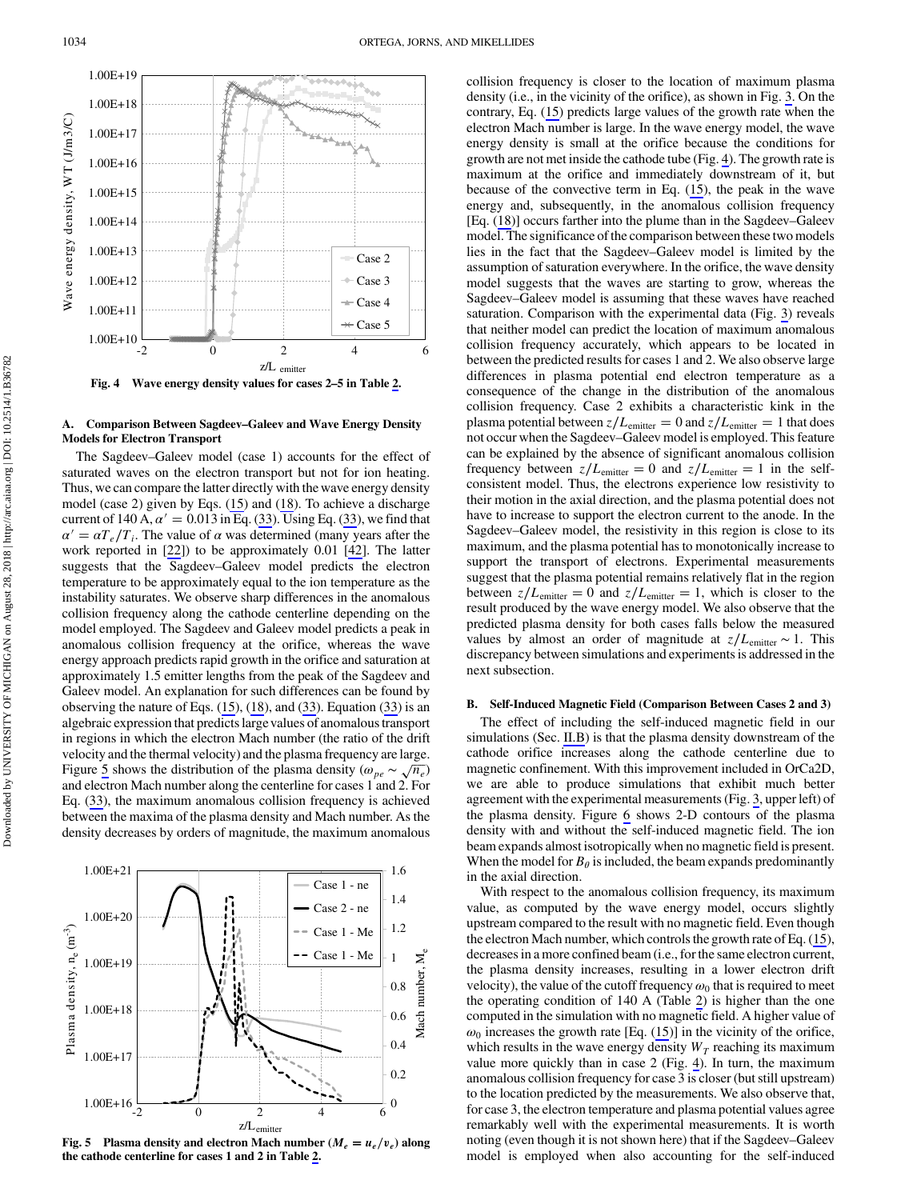Fig. 4 Wave energy density values for cases 2–5 in Table 2.

### A. Comparison Between Sagdeev–Galeev and Wave Energy Density Models for Electron Transport

The Sagdeev–Galeev model (case 1) accounts for the effect of saturated waves on the electron transport but not for ion heating. Thus, we can compare the latter directly with the wave energy density model (case 2) given by Eqs. (15) and (18). To achieve a discharge current of 140 A, $\alpha' = 0.013$ in Eq. (33). Using Eq. (33), we find that $\alpha' = \alpha T_e/T_i$. The value of $\alpha$ was determined (many years after the work reported in [22]) to be approximately 0.01 [42]. The latter suggests that the Sagdeev–Galeev model predicts the electron temperature to be approximately equal to the ion temperature as the instability saturates. We observe sharp differences in the anomalous collision frequency along the cathode centerline depending on the model employed. The Sagdeev and Galeev model predicts a peak in anomalous collision frequency at the orifice, whereas the wave energy approach predicts rapid growth in the orifice and saturation at approximately 1.5 emitter lengths from the peak of the Sagdeev and Galeev model. An explanation for such differences can be found by observing the nature of Eqs. (15), (18), and (33). Equation (33) is an algebraic expression that predicts large values of anomalous transport in regions in which the electron Mach number (the ratio of the drift velocity and the thermal velocity) and the plasma frequency are large. Figure 5 shows the distribution of the plasma density ($\omega_{pe} \sim \sqrt{n_e}$) and electron Mach number along the centerline for cases 1 and 2. For Eq. (33), the maximum anomalous collision frequency is achieved between the maxima of the plasma density and Mach number. As the density decreases by orders of magnitude, the maximum anomalous collision frequency is closer to the location of maximum plasma density (i.e., in the vicinity of the orifice), as shown in Fig. 3. On the contrary, Eq. (15) predicts large values of the growth rate when the electron Mach number is large. In the wave energy model, the wave energy density is small at the orifice because the conditions for growth are not met inside the cathode tube (Fig. 4). The growth rate is maximum at the orifice and immediately downstream of it, but because of the convective term in Eq. (15), the peak in the wave energy and, subsequently, in the anomalous collision frequency [Eq. (18)] occurs farther into the plume than in the Sagdeev–Galeev model. The significance of the comparison between these two models lies in the fact that the Sagdeev–Galeev model is limited by the assumption of saturation everywhere. In the orifice, the wave density model suggests that the waves are starting to grow, whereas the Sagdeev–Galeev model is assuming that these waves have reached saturation. Comparison with the experimental data (Fig. 3) reveals that neither model can predict the location of maximum anomalous collision frequency accurately, which appears to be located in between the predicted results for cases 1 and 2. We also observe large differences in plasma potential end electron temperature as a consequence of the change in the distribution of the anomalous collision frequency. Case 2 exhibits a characteristic kink in the plasma potential between $z/L_{\text{emitter}} = 0$ and $z/L_{\text{emitter}} = 1$ that does not occur when the Sagdeev–Galeev model is employed. This feature can be explained by the absence of significant anomalous collision frequency between $z/L_{\text{emitter}} = 0$ and $z/L_{\text{emitter}} = 1$ in the self-consistent model. Thus, the electrons experience low resistivity to their motion in the axial direction, and the plasma potential does not have to increase to support the electron current to the anode. In the Sagdeev–Galeev model, the resistivity in this region is close to its maximum, and the plasma potential has to monotonically increase to support the transport of electrons. Experimental measurements suggest that the plasma potential remains relatively flat in the region between $z/L_{\text{emitter}} = 0$ and $z/L_{\text{emitter}} = 1$, which is closer to the result produced by the wave energy model. We also observe that the predicted plasma density for both cases falls below the measured values by almost an order of magnitude at $z/L_{\text{emitter}} \sim 1$. This discrepancy between simulations and experiments is addressed in the next subsection.

Fig. 5 Plasma density and electron Mach number ($M_e = u_e/v_e$) along the cathode centerline for cases 1 and 2 in Table 2.

### B. Self-Induced Magnetic Field (Comparison Between Cases 2 and 3)

The effect of including the self-induced magnetic field in our simulations (Sec. II.B) is that the plasma density downstream of the cathode orifice increases along the cathode centerline due to magnetic confinement. With this improvement included in OrCa2D, we are able to produce simulations that exhibit much better agreement with the experimental measurements (Fig. 3, upper left) of the plasma density. Figure 6 shows 2-D contours of the plasma density with and without the self-induced magnetic field. The ion beam expands almost isotropically when no magnetic field is present. When the model for $B_\theta$ is included, the beam expands predominantly in the axial direction.

With respect to the anomalous collision frequency, its maximum value, as computed by the wave energy model, occurs slightly upstream compared to the result with no magnetic field. Even though the electron Mach number, which controls the growth rate of Eq. (15), decreases in a more confined beam (i.e., for the same electron current, the plasma density increases, resulting in a lower electron drift velocity), the value of the cutoff frequency $\omega_0$ that is required to meet the operating condition of 140 A (Table 2) is higher than the one computed in the simulation with no magnetic field. A higher value of $\omega_0$ increases the growth rate [Eq. (15)] in the vicinity of the orifice, which results in the wave energy density $W_T$ reaching its maximum value more quickly than in case 2 (Fig. 4). In turn, the maximum anomalous collision frequency for case 3 is closer (but still upstream) to the location predicted by the measurements. We also observe that, for case 3, the electron temperature and plasma potential values agree remarkably well with the experimental measurements. It is worth noting (even though it is not shown here) that if the Sagdeev–Galeev model is employed when also accounting for the self-induced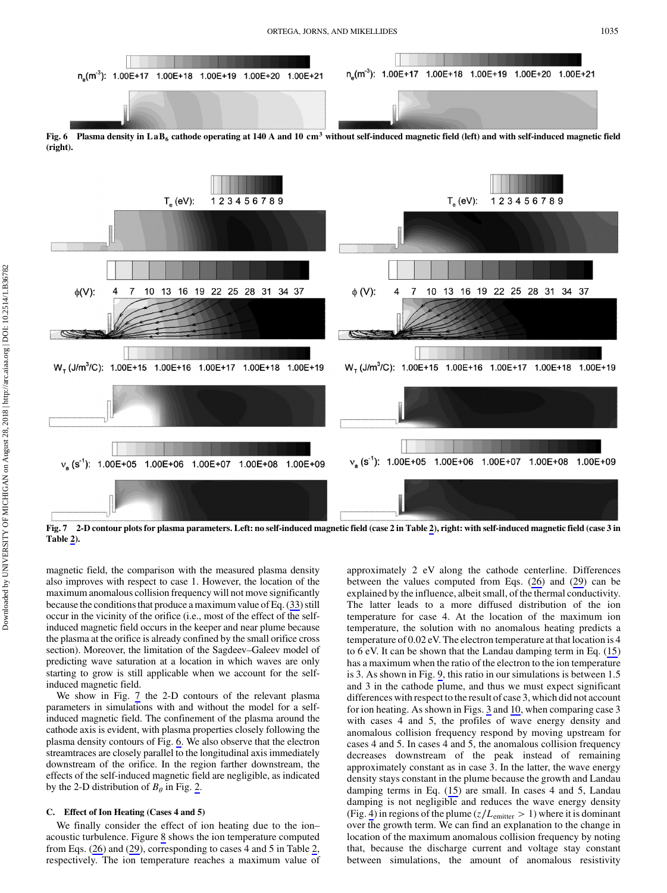Fig. 6 Plasma density in $LaB_6$ cathode operating at 140 A and 10 $cm^3$ without self-induced magnetic field (left) and with self-induced magnetic field (right).

Fig. 7 2-D contour plots for plasma parameters. Left: no self-induced magnetic field (case 2 in Table 2), right: with self-induced magnetic field (case 3 in Table 2).

magnetic field, the comparison with the measured plasma density also improves with respect to case 1. However, the location of the maximum anomalous collision frequency will not move significantly because the conditions that produce a maximum value of Eq. (33) still occur in the vicinity of the orifice (i.e., most of the effect of the self-induced magnetic field occurs in the keeper and near plume because the plasma at the orifice is already confined by the small orifice cross section). Moreover, the limitation of the Sagdeev–Galeev model of predicting wave saturation at a location in which waves are only starting to grow is still applicable when we account for the self-induced magnetic field.

We show in Fig. 7 the 2-D contours of the relevant plasma parameters in simulations with and without the model for a self-induced magnetic field. The confinement of the plasma around the cathode axis is evident, with plasma properties closely following the plasma density contours of Fig. 6. We also observe that the electron streamtraces are closely parallel to the longitudinal axis immediately downstream of the orifice. In the region farther downstream, the effects of the self-induced magnetic field are negligible, as indicated by the 2-D distribution of $B_\theta$ in Fig. 2.

### C. Effect of Ion Heating (Cases 4 and 5)

We finally consider the effect of ion heating due to the ion–acoustic turbulence. Figure 8 shows the ion temperature computed from Eqs. (26) and (29), corresponding to cases 4 and 5 in Table 2, respectively. The ion temperature reaches a maximum value of approximately 2 eV along the cathode centerline. Differences between the values computed from Eqs. (26) and (29) can be explained by the influence, albeit small, of the thermal conductivity. The latter leads to a more diffused distribution of the ion temperature for case 4. At the location of the maximum ion temperature, the solution with no anomalous heating predicts a temperature of 0.02 eV. The electron temperature at that location is 4 to 6 eV. It can be shown that the Landau damping term in Eq. (15) has a maximum when the ratio of the electron to the ion temperature is 3. As shown in Fig. 9, this ratio in our simulations is between 1.5 and 3 in the cathode plume, and thus we must expect significant differences with respect to the result of case 3, which did not account for ion heating. As shown in Figs. 3 and 10, when comparing case 3 with cases 4 and 5, the profiles of wave energy density and anomalous collision frequency respond by moving upstream for cases 4 and 5. In cases 4 and 5, the anomalous collision frequency decreases downstream of the peak instead of remaining approximately constant as in case 3. In the latter, the wave energy density stays constant in the plume because the growth and Landau damping terms in Eq. (15) are small. In cases 4 and 5, Landau damping is not negligible and reduces the wave energy density (Fig. 4) in regions of the plume ($z/L_{\mathrm{emitter}} > 1$) where it is dominant over the growth term. We can find an explanation to the change in location of the maximum anomalous collision frequency by noting that, because the discharge current and voltage stay constant between simulations, the amount of anomalous resistivity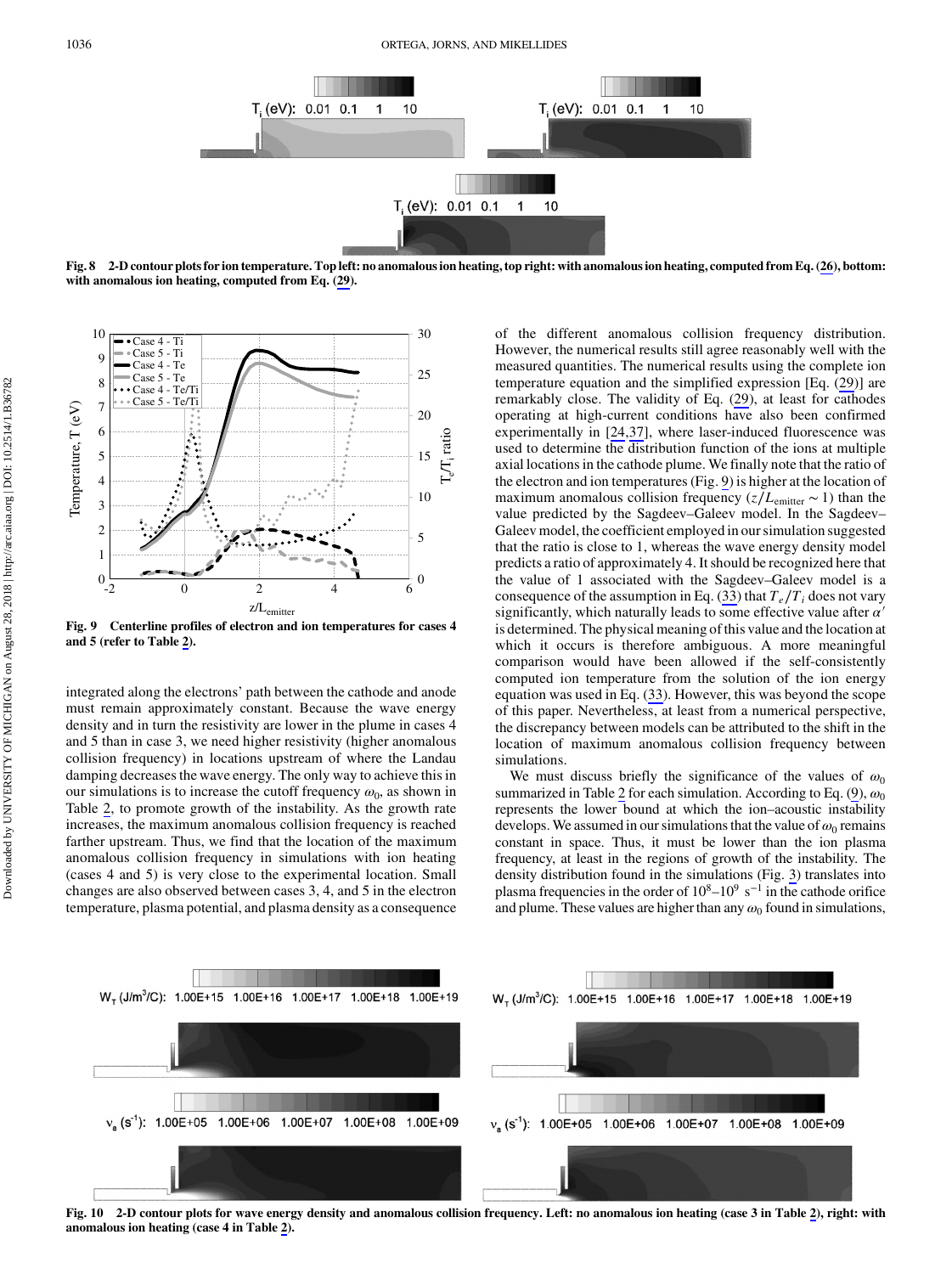Fig. 8 2-D contour plots for ion temperature. Top left: no anomalous ion heating, top right: with anomalous ion heating, computed from Eq. (26), bottom: with anomalous ion heating, computed from Eq. (29).

Fig. 9 Centerline profiles of electron and ion temperatures for cases 4 and 5 (refer to Table 2).

integrated along the electrons' path between the cathode and anode must remain approximately constant. Because the wave energy density and in turn the resistivity are lower in the plume in cases 4 and 5 than in case 3, we need higher resistivity (higher anomalous collision frequency) in locations upstream of where the Landau damping decreases the wave energy. The only way to achieve this in our simulations is to increase the cutoff frequency $\omega_0$, as shown in Table 2, to promote growth of the instability. As the growth rate increases, the maximum anomalous collision frequency is reached farther upstream. Thus, we find that the location of the maximum anomalous collision frequency in simulations with ion heating (cases 4 and 5) is very close to the experimental location. Small changes are also observed between cases 3, 4, and 5 in the electron temperature, plasma potential, and plasma density as a consequence of the different anomalous collision frequency distribution. However, the numerical results still agree reasonably well with the measured quantities. The numerical results using the complete ion temperature equation and the simplified expression [Eq. (29)] are remarkably close. The validity of Eq. (29), at least for cathodes operating at high-current conditions have also been confirmed experimentally in [24,37], where laser-induced fluorescence was used to determine the distribution function of the ions at multiple axial locations in the cathode plume. We finally note that the ratio of the electron and ion temperatures (Fig. 9) is higher at the location of maximum anomalous collision frequency ($z/L_{\mathrm{emitter}} \sim 1$) than the value predicted by the Sagdeev–Galeev model. In the Sagdeev–Galeev model, the coefficient employed in our simulation suggested that the ratio is close to 1, whereas the wave energy density model predicts a ratio of approximately 4. It should be recognized here that the value of 1 associated with the Sagdeev–Galeev model is a consequence of the assumption in Eq. (33) that $T_e/T_i$ does not vary significantly, which naturally leads to some effective value after $\alpha'$ is determined. The physical meaning of this value and the location at which it occurs is therefore ambiguous. A more meaningful comparison would have been allowed if the self-consistently computed ion temperature from the solution of the ion energy equation was used in Eq. (33). However, this was beyond the scope of this paper. Nevertheless, at least from a numerical perspective, the discrepancy between models can be attributed to the shift in the location of maximum anomalous collision frequency between simulations.

We must discuss briefly the significance of the values of $\omega_0$ summarized in Table 2 for each simulation. According to Eq. (9), $\omega_0$ represents the lower bound at which the ion–acoustic instability develops. We assumed in our simulations that the value of $\omega_0$ remains constant in space. Thus, it must be lower than the ion plasma frequency, at least in the regions of growth of the instability. The density distribution found in the simulations (Fig. 3) translates into plasma frequencies in the order of $10^8$–$10^9$ $\mathrm{s}^{-1}$ in the cathode orifice and plume. These values are higher than any $\omega_0$ found in simulations,

Fig. 10 2-D contour plots for wave energy density and anomalous collision frequency. Left: no anomalous ion heating (case 3 in Table 2), right: with anomalous ion heating (case 4 in Table 2).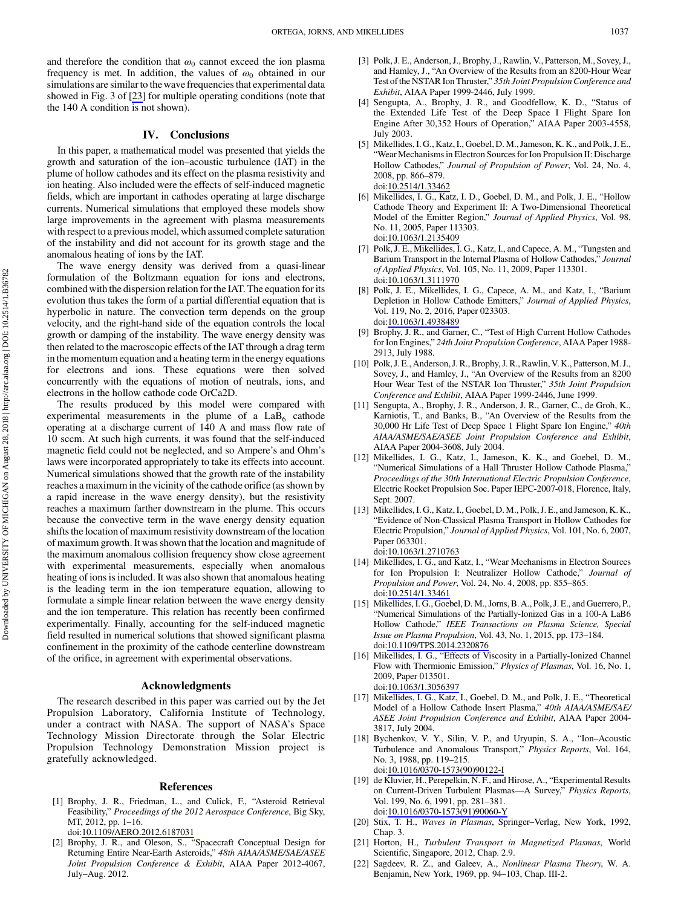and therefore the condition that $\omega_0$ cannot exceed the ion plasma frequency is met. In addition, the values of $\omega_0$ obtained in our simulations are similar to the wave frequencies that experimental data showed in Fig. 3 of [23] for multiple operating conditions (note that the 140 A condition is not shown).

## IV. Conclusions

In this paper, a mathematical model was presented that yields the growth and saturation of the ion–acoustic turbulence (IAT) in the plume of hollow cathodes and its effect on the plasma resistivity and ion heating. Also included were the effects of self-induced magnetic fields, which are important in cathodes operating at large discharge currents. Numerical simulations that employed these models show large improvements in the agreement with plasma measurements with respect to a previous model, which assumed complete saturation of the instability and did not account for its growth stage and the anomalous heating of ions by the IAT.

The wave energy density was derived from a quasi-linear formulation of the Boltzmann equation for ions and electrons, combined with the dispersion relation for the IAT. The equation for its evolution thus takes the form of a partial differential equation that is hyperbolic in nature. The convection term depends on the group velocity, and the right-hand side of the equation controls the local growth or damping of the instability. The wave energy density was then related to the macroscopic effects of the IAT through a drag term in the momentum equation and a heating term in the energy equations for electrons and ions. These equations were then solved concurrently with the equations of motion of neutrals, ions, and electrons in the hollow cathode code OrCa2D.

The results produced by this model were compared with experimental measurements in the plume of a $LaB_6$ cathode operating at a discharge current of 140 A and mass flow rate of 10 sccm. At such high currents, it was found that the self-induced magnetic field could not be neglected, and so Ampere's and Ohm's laws were incorporated appropriately to take its effects into account. Numerical simulations showed that the growth rate of the instability reaches a maximum in the vicinity of the cathode orifice (as shown by a rapid increase in the wave energy density), but the resistivity reaches a maximum farther downstream in the plume. This occurs because the convective term in the wave energy density equation shifts the location of maximum resistivity downstream of the location of maximum growth. It was shown that the location and magnitude of the maximum anomalous collision frequency show close agreement with experimental measurements, especially when anomalous heating of ions is included. It was also shown that anomalous heating is the leading term in the ion temperature equation, allowing to formulate a simple linear relation between the wave energy density and the ion temperature. This relation has recently been confirmed experimentally. Finally, accounting for the self-induced magnetic field resulted in numerical solutions that showed significant plasma confinement in the proximity of the cathode centerline downstream of the orifice, in agreement with experimental observations.

## Acknowledgments

The research described in this paper was carried out by the Jet Propulsion Laboratory, California Institute of Technology, under a contract with NASA. The support of NASA's Space Technology Mission Directorate through the Solar Electric Propulsion Technology Demonstration Mission project is gratefully acknowledged.

## References

[1] Brophy, J. R., Friedman, L., and Culick, F., "Asteroid Retrieval Feasibility," *Proceedings of the 2012 Aerospace Conference*, Big Sky, MT, 2012, pp. 1–16. doi:10.1109/AERO.2012.6187031

[2] Brophy, J. R., and Oleson, S., "Spacecraft Conceptual Design for Returning Entire Near-Earth Asteroids," *48th AIAA/ASME/SAE/ASEE Joint Propulsion Conference & Exhibit*, AIAA Paper 2012-4067, July–Aug. 2012.

[3] Polk, J. E., Anderson, J., Brophy, J., Rawlin, V., Patterson, M., Sovey, J., and Hamley, J., "An Overview of the Results from an 8200-Hour Wear Test of the NSTAR Ion Thruster," *35th Joint Propulsion Conference and Exhibit*, AIAA Paper 1999-2446, July 1999.

[4] Sengupta, A., Brophy, J. R., and Goodfellow, K. D., "Status of the Extended Life Test of the Deep Space I Flight Spare Ion Engine After 30,352 Hours of Operation," AIAA Paper 2003-4558, July 2003.

[5] Mikellides, I. G., Katz, I., Goebel, D. M., Jameson, K. K., and Polk, J. E., "Wear Mechanisms in Electron Sources for Ion Propulsion II: Discharge Hollow Cathodes," *Journal of Propulsion of Power*, Vol. 24, No. 4, 2008, pp. 866–879. doi:10.2514/1.33462

[6] Mikellides, I. G., Katz, I. D., Goebel, D. M., and Polk, J. E., "Hollow Cathode Theory and Experiment II: A Two-Dimensional Theoretical Model of the Emitter Region," *Journal of Applied Physics*, Vol. 98, No. 11, 2005, Paper 113303. doi:10.1063/1.2135409

[7] Polk, J. E., Mikellides, I. G., Katz, I., and Capece, A. M., "Tungsten and Barium Transport in the Internal Plasma of Hollow Cathodes," *Journal of Applied Physics*, Vol. 105, No. 11, 2009, Paper 113301. doi:10.1063/1.3111970

[8] Polk, J. E., Mikellides, I. G., Capece, A. M., and Katz, I., "Barium Depletion in Hollow Cathode Emitters," *Journal of Applied Physics*, Vol. 119, No. 2, 2016, Paper 023303. doi:10.1063/1.4938489

[9] Brophy, J. R., and Garner, C., "Test of High Current Hollow Cathodes for Ion Engines," *24th Joint Propulsion Conference*, AIAA Paper 1988-2913, July 1988.

[10] Polk, J. E., Anderson, J. R., Brophy, J. R., Rawlin, V. K., Patterson, M. J., Sovey, J., and Hamley, J., "An Overview of the Results from an 8200 Hour Wear Test of the NSTAR Ion Thruster," *35th Joint Propulsion Conference and Exhibit*, AIAA Paper 1999-2446, June 1999.

[11] Sengupta, A., Brophy, J. R., Anderson, J. R., Garner, C., de Groh, K., Karniotis, T., and Banks, B., "An Overview of the Results from the 30,000 Hr Life Test of Deep Space 1 Flight Spare Ion Engine," *40th AIAA/ASME/SAE/ASEE Joint Propulsion Conference and Exhibit*, AIAA Paper 2004-3608, July 2004.

[12] Mikellides, I. G., Katz, I., Jameson, K. K., and Goebel, D. M., "Numerical Simulations of a Hall Thruster Hollow Cathode Plasma," *Proceedings of the 30th International Electric Propulsion Conference*, Electric Rocket Propulsion Soc. Paper IEPC-2007-018, Florence, Italy, Sept. 2007.

[13] Mikellides, I. G., Katz, I., Goebel, D. M., Polk, J. E., and Jameson, K. K., "Evidence of Non-Classical Plasma Transport in Hollow Cathodes for Electric Propulsion," *Journal of Applied Physics*, Vol. 101, No. 6, 2007, Paper 063301. doi:10.1063/1.2710763

[14] Mikellides, I. G., and Katz, I., "Wear Mechanisms in Electron Sources for Ion Propulsion I: Neutralizer Hollow Cathode," *Journal of Propulsion and Power*, Vol. 24, No. 4, 2008, pp. 855–865. doi:10.2514/1.33461

[15] Mikellides, I. G., Goebel, D. M., Jorns, B. A., Polk, J. E., and Guerrero, P., "Numerical Simulations of the Partially-Ionized Gas in a 100-A LaB6 Hollow Cathode," *IEEE Transactions on Plasma Science, Special Issue on Plasma Propulsion*, Vol. 43, No. 1, 2015, pp. 173–184. doi:10.1109/TPS.2014.2320876

[16] Mikellides, I. G., "Effects of Viscosity in a Partially-Ionized Channel Flow with Thermionic Emission," *Physics of Plasmas*, Vol. 16, No. 1, 2009, Paper 013501. doi:10.1063/1.3056397

[17] Mikellides, I. G., Katz, I., Goebel, D. M., and Polk, J. E., "Theoretical Model of a Hollow Cathode Insert Plasma," *40th AIAA/ASME/SAE/ASEE Joint Propulsion Conference and Exhibit*, AIAA Paper 2004-3817, July 2004.

[18] Bychenkov, V. Y., Silin, V. P., and Uryupin, S. A., "Ion–Acoustic Turbulence and Anomalous Transport," *Physics Reports*, Vol. 164, No. 3, 1988, pp. 119–215. doi:10.1016/0370-1573(90)90122-I

[19] de Kluvier, H., Perepelkin, N. F., and Hirose, A., "Experimental Results on Current-Driven Turbulent Plasmas—A Survey," *Physics Reports*, Vol. 199, No. 6, 1991, pp. 281–381. doi:10.1016/0370-1573(91)90060-Y

[20] Stix, T. H., *Waves in Plasmas*, Springer–Verlag, New York, 1992, Chap. 3.

[21] Horton, H., *Turbulent Transport in Magnetized Plasmas*, World Scientific, Singapore, 2012, Chap. 2.9.

[22] Sagdeev, R. Z., and Galeev, A., *Nonlinear Plasma Theory*, W. A. Benjamin, New York, 1969, pp. 94–103, Chap. III-2.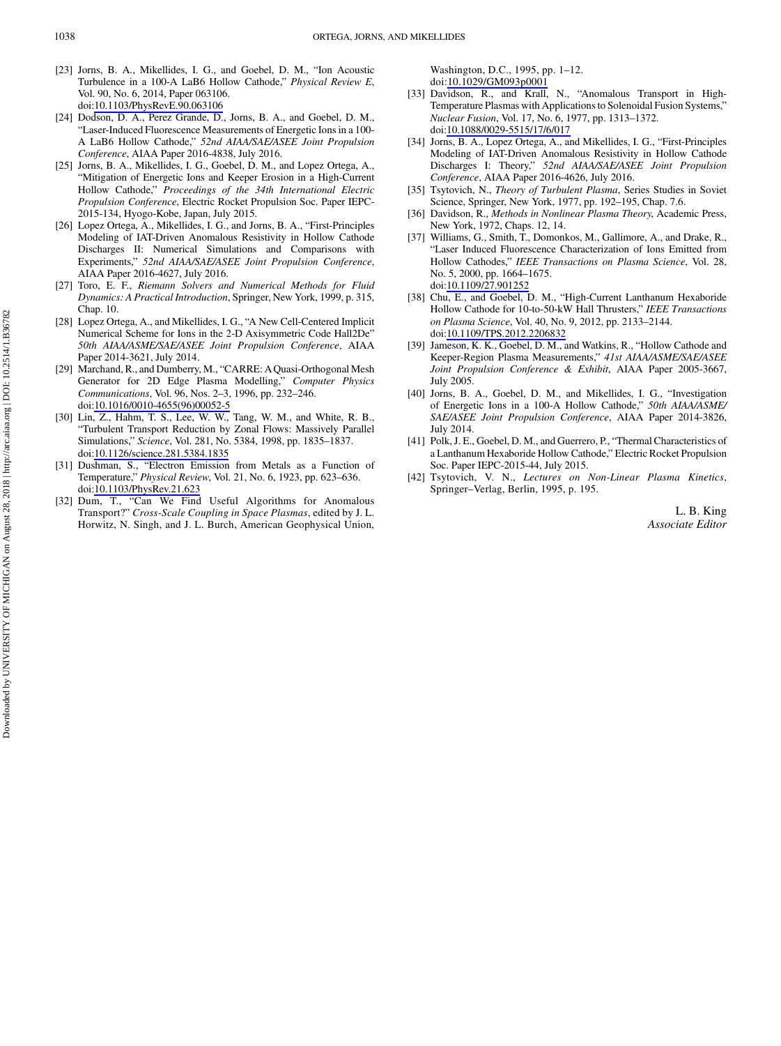[23] Jorns, B. A., Mikellides, I. G., and Goebel, D. M., "Ion Acoustic Turbulence in a 100-A LaB6 Hollow Cathode," *Physical Review E*, Vol. 90, No. 6, 2014, Paper 063106. doi:10.1103/PhysRevE.90.063106

[24] Dodson, D. A., Perez Grande, D., Jorns, B. A., and Goebel, D. M., "Laser-Induced Fluorescence Measurements of Energetic Ions in a 100-A LaB6 Hollow Cathode," *52nd AIAA/SAE/ASEE Joint Propulsion Conference*, AIAA Paper 2016-4838, July 2016.

[25] Jorns, B. A., Mikellides, I. G., Goebel, D. M., and Lopez Ortega, A., "Mitigation of Energetic Ions and Keeper Erosion in a High-Current Hollow Cathode," *Proceedings of the 34th International Electric Propulsion Conference*, Electric Rocket Propulsion Soc. Paper IEPC-2015-134, Hyogo-Kobe, Japan, July 2015.

[26] Lopez Ortega, A., Mikellides, I. G., and Jorns, B. A., "First-Principles Modeling of IAT-Driven Anomalous Resistivity in Hollow Cathode Discharges II: Numerical Simulations and Comparisons with Experiments," *52nd AIAA/SAE/ASEE Joint Propulsion Conference*, AIAA Paper 2016-4627, July 2016.

[27] Toro, E. F., *Riemann Solvers and Numerical Methods for Fluid Dynamics: A Practical Introduction*, Springer, New York, 1999, p. 315, Chap. 10.

[28] Lopez Ortega, A., and Mikellides, I. G., "A New Cell-Centered Implicit Numerical Scheme for Ions in the 2-D Axisymmetric Code Hall2De" *50th AIAA/ASME/SAE/ASEE Joint Propulsion Conference*, AIAA Paper 2014-3621, July 2014.

[29] Marchand, R., and Dumberry, M., "CARRE: A Quasi-Orthogonal Mesh Generator for 2D Edge Plasma Modelling," *Computer Physics Communications*, Vol. 96, Nos. 2–3, 1996, pp. 232–246. doi:10.1016/0010-4655(96)00052-5

[30] Lin, Z., Hahm, T. S., Lee, W. W., Tang, W. M., and White, R. B., "Turbulent Transport Reduction by Zonal Flows: Massively Parallel Simulations," *Science*, Vol. 281, No. 5384, 1998, pp. 1835–1837. doi:10.1126/science.281.5384.1835

[31] Dushman, S., "Electron Emission from Metals as a Function of Temperature," *Physical Review*, Vol. 21, No. 6, 1923, pp. 623–636. doi:10.1103/PhysRev.21.623

[32] Dum, T., "Can We Find Useful Algorithms for Anomalous Transport?" *Cross-Scale Coupling in Space Plasmas*, edited by J. L. Horwitz, N. Singh, and J. L. Burch, American Geophysical Union, Washington, D.C., 1995, pp. 1–12. doi:10.1029/GM093p0001

[33] Davidson, R., and Krall, N., "Anomalous Transport in High-Temperature Plasmas with Applications to Solenoidal Fusion Systems," *Nuclear Fusion*, Vol. 17, No. 6, 1977, pp. 1313–1372. doi:10.1088/0029-5515/17/6/017

[34] Jorns, B. A., Lopez Ortega, A., and Mikellides, I. G., "First-Principles Modeling of IAT-Driven Anomalous Resistivity in Hollow Cathode Discharges I: Theory," *52nd AIAA/SAE/ASEE Joint Propulsion Conference*, AIAA Paper 2016-4626, July 2016.

[35] Tsytovich, N., *Theory of Turbulent Plasma*, Series Studies in Soviet Science, Springer, New York, 1977, pp. 192–195, Chap. 7.6.

[36] Davidson, R., *Methods in Nonlinear Plasma Theory*, Academic Press, New York, 1972, Chaps. 12, 14.

[37] Williams, G., Smith, T., Domonkos, M., Gallimore, A., and Drake, R., "Laser Induced Fluorescence Characterization of Ions Emitted from Hollow Cathodes," *IEEE Transactions on Plasma Science*, Vol. 28, No. 5, 2000, pp. 1664–1675. doi:10.1109/27.901252

[38] Chu, E., and Goebel, D. M., "High-Current Lanthanum Hexaboride Hollow Cathode for 10-to-50-kW Hall Thrusters," *IEEE Transactions on Plasma Science*, Vol. 40, No. 9, 2012, pp. 2133–2144. doi:10.1109/TPS.2012.2206832

[39] Jameson, K. K., Goebel, D. M., and Watkins, R., "Hollow Cathode and Keeper-Region Plasma Measurements," *41st AIAA/ASME/SAE/ASEE Joint Propulsion Conference & Exhibit*, AIAA Paper 2005-3667, July 2005.

[40] Jorns, B. A., Goebel, D. M., and Mikellides, I. G., "Investigation of Energetic Ions in a 100-A Hollow Cathode," *50th AIAA/ASME/SAE/ASEE Joint Propulsion Conference*, AIAA Paper 2014-3826, July 2014.

[41] Polk, J. E., Goebel, D. M., and Guerrero, P., "Thermal Characteristics of a Lanthanum Hexaboride Hollow Cathode," Electric Rocket Propulsion Soc. Paper IEPC-2015-44, July 2015.

[42] Tsytovich, V. N., *Lectures on Non-Linear Plasma Kinetics*, Springer–Verlag, Berlin, 1995, p. 195.

L. B. King
*Associate Editor*